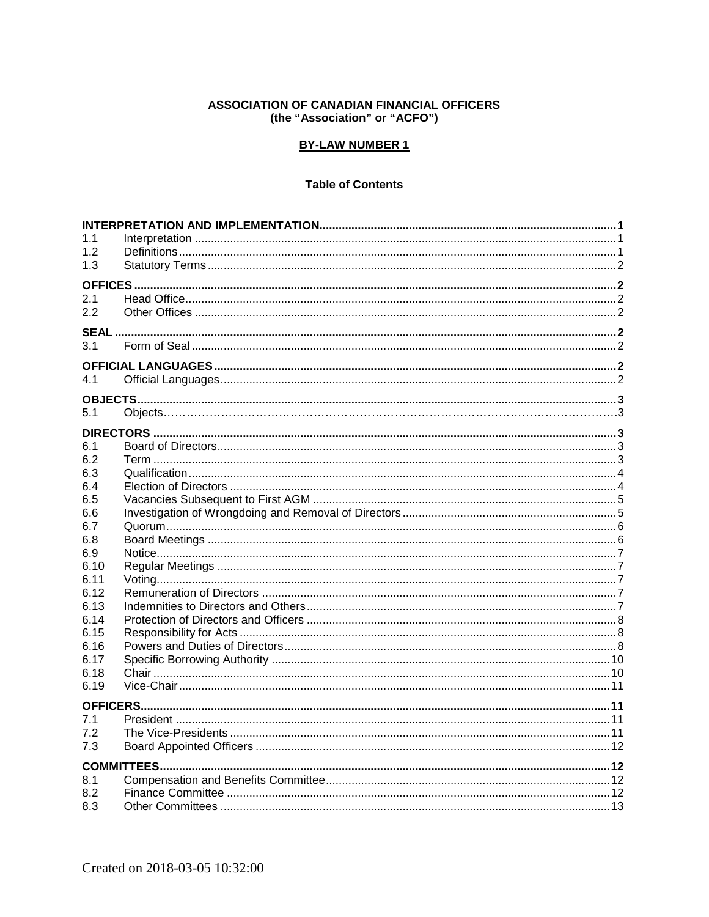**ASSOCIATION OF CANADIAN FINANCIAL OFFICERS**
**(the "Association" or "ACFO")**

**BY-LAW NUMBER 1**

**Table of Contents**

| | | |
|---|---|---|
| **INTERPRETATION AND IMPLEMENTATION** | | **1** |
| 1.1 | Interpretation | 1 |
| 1.2 | Definitions | 1 |
| 1.3 | Statutory Terms | 2 |
| **OFFICES** | | **2** |
| 2.1 | Head Office | 2 |
| 2.2 | Other Offices | 2 |
| **SEAL** | | **2** |
| 3.1 | Form of Seal | 2 |
| **OFFICIAL LANGUAGES** | | **2** |
| 4.1 | Official Languages | 2 |
| **OBJECTS** | | **3** |
| 5.1 | Objects | 3 |
| **DIRECTORS** | | **3** |
| 6.1 | Board of Directors | 3 |
| 6.2 | Term | 3 |
| 6.3 | Qualification | 4 |
| 6.4 | Election of Directors | 4 |
| 6.5 | Vacancies Subsequent to First AGM | 5 |
| 6.6 | Investigation of Wrongdoing and Removal of Directors | 5 |
| 6.7 | Quorum | 6 |
| 6.8 | Board Meetings | 6 |
| 6.9 | Notice | 7 |
| 6.10 | Regular Meetings | 7 |
| 6.11 | Voting | 7 |
| 6.12 | Remuneration of Directors | 7 |
| 6.13 | Indemnities to Directors and Others | 7 |
| 6.14 | Protection of Directors and Officers | 8 |
| 6.15 | Responsibility for Acts | 8 |
| 6.16 | Powers and Duties of Directors | 8 |
| 6.17 | Specific Borrowing Authority | 10 |
| 6.18 | Chair | 10 |
| 6.19 | Vice-Chair | 11 |
| **OFFICERS** | | **11** |
| 7.1 | President | 11 |
| 7.2 | The Vice-Presidents | 11 |
| 7.3 | Board Appointed Officers | 12 |
| **COMMITTEES** | | **12** |
| 8.1 | Compensation and Benefits Committee | 12 |
| 8.2 | Finance Committee | 12 |
| 8.3 | Other Committees | 13 |

Created on 2018-03-05 10:32:00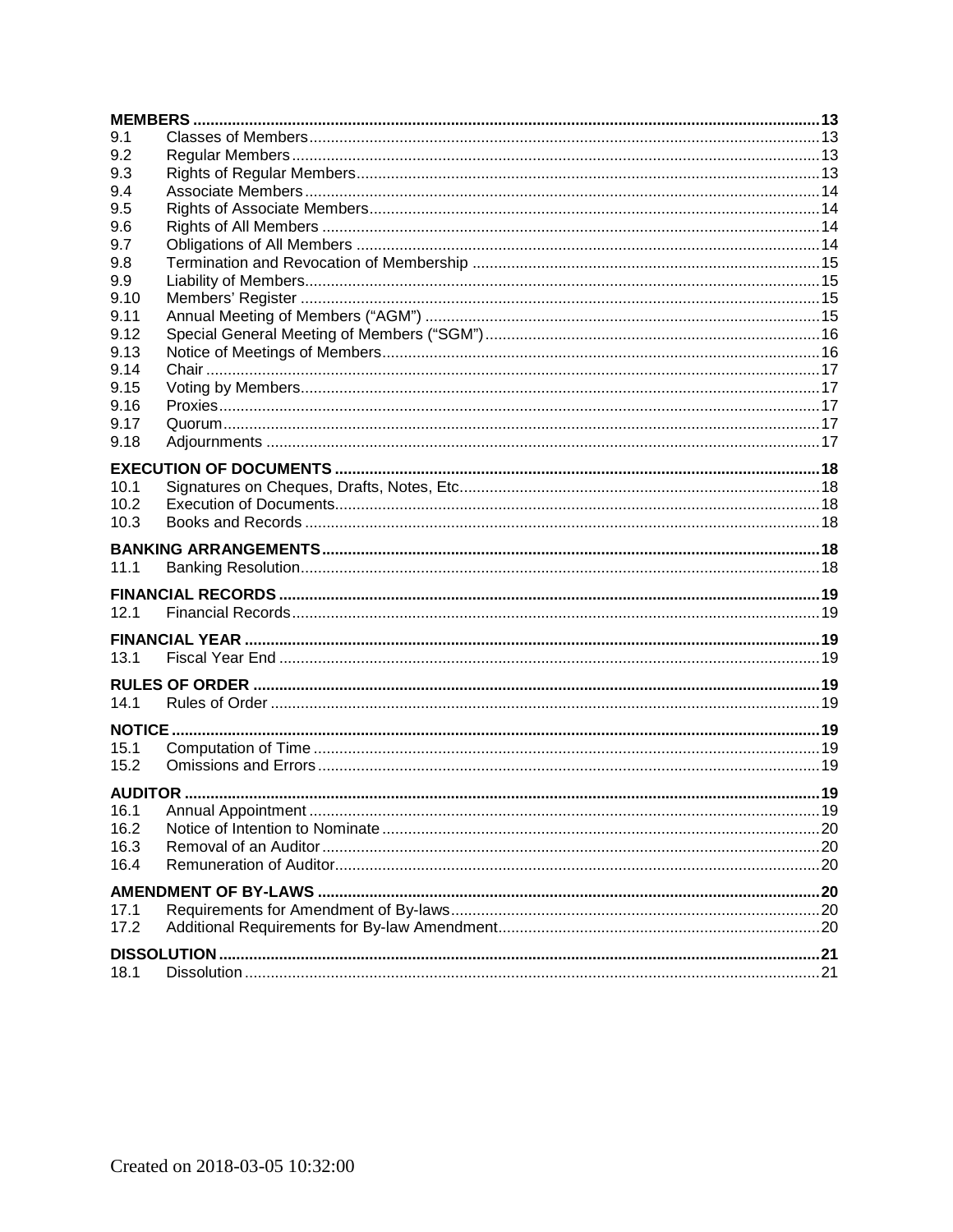**MEMBERS** ................................................................ 13

| | | |
|---|---|---|
| 9.1 | Classes of Members | 13 |
| 9.2 | Regular Members | 13 |
| 9.3 | Rights of Regular Members | 13 |
| 9.4 | Associate Members | 14 |
| 9.5 | Rights of Associate Members | 14 |
| 9.6 | Rights of All Members | 14 |
| 9.7 | Obligations of All Members | 14 |
| 9.8 | Termination and Revocation of Membership | 15 |
| 9.9 | Liability of Members | 15 |
| 9.10 | Members' Register | 15 |
| 9.11 | Annual Meeting of Members ("AGM") | 15 |
| 9.12 | Special General Meeting of Members ("SGM") | 16 |
| 9.13 | Notice of Meetings of Members | 16 |
| 9.14 | Chair | 17 |
| 9.15 | Voting by Members | 17 |
| 9.16 | Proxies | 17 |
| 9.17 | Quorum | 17 |
| 9.18 | Adjournments | 17 |

**EXECUTION OF DOCUMENTS** ................................................................ 18

| | | |
|---|---|---|
| 10.1 | Signatures on Cheques, Drafts, Notes, Etc. | 18 |
| 10.2 | Execution of Documents | 18 |
| 10.3 | Books and Records | 18 |

**BANKING ARRANGEMENTS** ................................................................ 18

| | | |
|---|---|---|
| 11.1 | Banking Resolution | 18 |

**FINANCIAL RECORDS** ................................................................ 19

| | | |
|---|---|---|
| 12.1 | Financial Records | 19 |

**FINANCIAL YEAR** ................................................................ 19

| | | |
|---|---|---|
| 13.1 | Fiscal Year End | 19 |

**RULES OF ORDER** ................................................................ 19

| | | |
|---|---|---|
| 14.1 | Rules of Order | 19 |

**NOTICE** ................................................................ 19

| | | |
|---|---|---|
| 15.1 | Computation of Time | 19 |
| 15.2 | Omissions and Errors | 19 |

**AUDITOR** ................................................................ 19

| | | |
|---|---|---|
| 16.1 | Annual Appointment | 19 |
| 16.2 | Notice of Intention to Nominate | 20 |
| 16.3 | Removal of an Auditor | 20 |
| 16.4 | Remuneration of Auditor | 20 |

**AMENDMENT OF BY-LAWS** ................................................................ 20

| | | |
|---|---|---|
| 17.1 | Requirements for Amendment of By-laws | 20 |
| 17.2 | Additional Requirements for By-law Amendment | 20 |

**DISSOLUTION** ................................................................ 21

| | | |
|---|---|---|
| 18.1 | Dissolution | 21 |

Created on 2018-03-05 10:32:00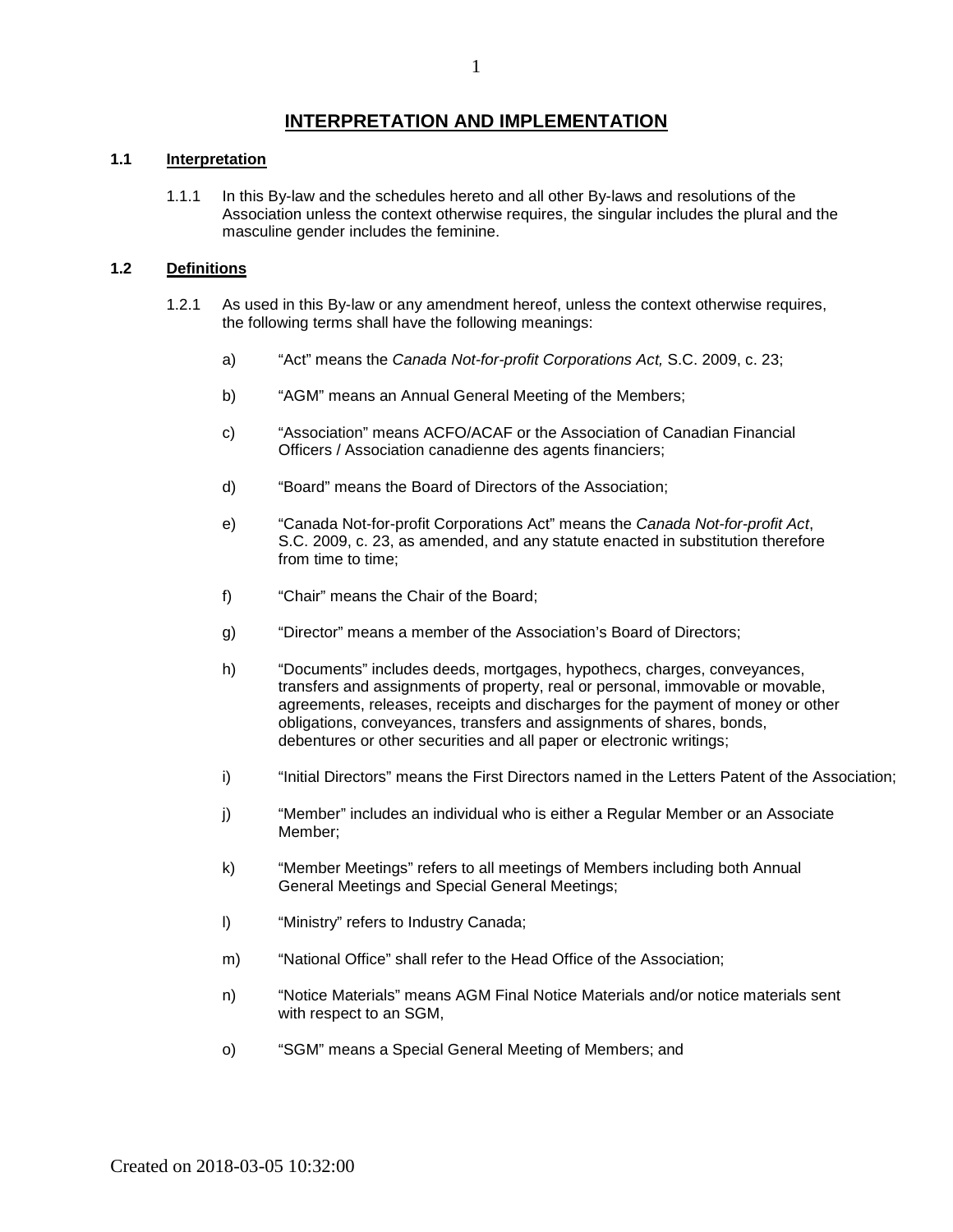# INTERPRETATION AND IMPLEMENTATION

## 1.1 Interpretation

1.1.1 In this By-law and the schedules hereto and all other By-laws and resolutions of the Association unless the context otherwise requires, the singular includes the plural and the masculine gender includes the feminine.

## 1.2 Definitions

1.2.1 As used in this By-law or any amendment hereof, unless the context otherwise requires, the following terms shall have the following meanings:

a) "Act" means the *Canada Not-for-profit Corporations Act,* S.C. 2009, c. 23;

b) "AGM" means an Annual General Meeting of the Members;

c) "Association" means ACFO/ACAF or the Association of Canadian Financial Officers / Association canadienne des agents financiers;

d) "Board" means the Board of Directors of the Association;

e) "Canada Not-for-profit Corporations Act" means the *Canada Not-for-profit Act*, S.C. 2009, c. 23, as amended, and any statute enacted in substitution therefore from time to time;

f) "Chair" means the Chair of the Board;

g) "Director" means a member of the Association's Board of Directors;

h) "Documents" includes deeds, mortgages, hypothecs, charges, conveyances, transfers and assignments of property, real or personal, immovable or movable, agreements, releases, receipts and discharges for the payment of money or other obligations, conveyances, transfers and assignments of shares, bonds, debentures or other securities and all paper or electronic writings;

i) "Initial Directors" means the First Directors named in the Letters Patent of the Association;

j) "Member" includes an individual who is either a Regular Member or an Associate Member;

k) "Member Meetings" refers to all meetings of Members including both Annual General Meetings and Special General Meetings;

l) "Ministry" refers to Industry Canada;

m) "National Office" shall refer to the Head Office of the Association;

n) "Notice Materials" means AGM Final Notice Materials and/or notice materials sent with respect to an SGM,

o) "SGM" means a Special General Meeting of Members; and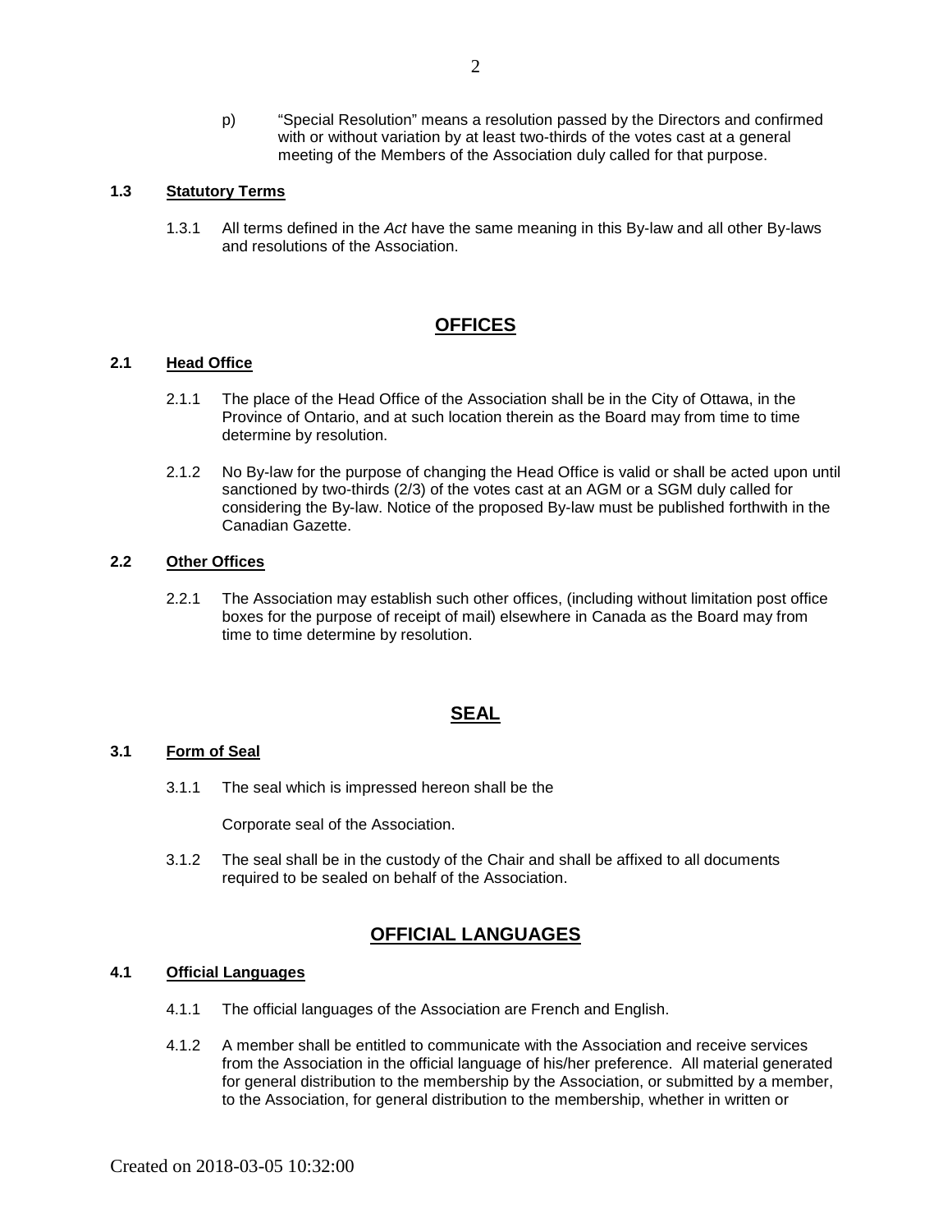p) “Special Resolution” means a resolution passed by the Directors and confirmed with or without variation by at least two-thirds of the votes cast at a general meeting of the Members of the Association duly called for that purpose.

### 1.3 Statutory Terms

1.3.1 All terms defined in the *Act* have the same meaning in this By-law and all other By-laws and resolutions of the Association.

## OFFICES

### 2.1 Head Office

2.1.1 The place of the Head Office of the Association shall be in the City of Ottawa, in the Province of Ontario, and at such location therein as the Board may from time to time determine by resolution.

2.1.2 No By-law for the purpose of changing the Head Office is valid or shall be acted upon until sanctioned by two-thirds (2/3) of the votes cast at an AGM or a SGM duly called for considering the By-law. Notice of the proposed By-law must be published forthwith in the Canadian Gazette.

### 2.2 Other Offices

2.2.1 The Association may establish such other offices, (including without limitation post office boxes for the purpose of receipt of mail) elsewhere in Canada as the Board may from time to time determine by resolution.

## SEAL

### 3.1 Form of Seal

3.1.1 The seal which is impressed hereon shall be the

Corporate seal of the Association.

3.1.2 The seal shall be in the custody of the Chair and shall be affixed to all documents required to be sealed on behalf of the Association.

## OFFICIAL LANGUAGES

### 4.1 Official Languages

4.1.1 The official languages of the Association are French and English.

4.1.2 A member shall be entitled to communicate with the Association and receive services from the Association in the official language of his/her preference. All material generated for general distribution to the membership by the Association, or submitted by a member, to the Association, for general distribution to the membership, whether in written or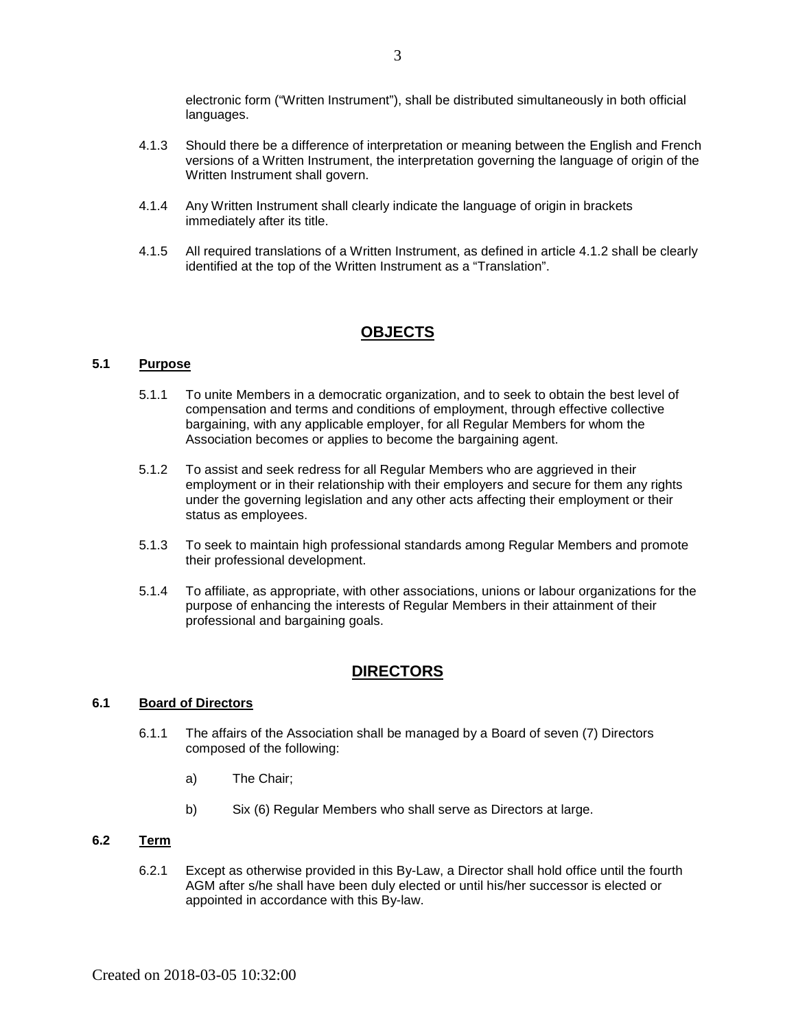electronic form ("Written Instrument"), shall be distributed simultaneously in both official languages.

4.1.3 Should there be a difference of interpretation or meaning between the English and French versions of a Written Instrument, the interpretation governing the language of origin of the Written Instrument shall govern.

4.1.4 Any Written Instrument shall clearly indicate the language of origin in brackets immediately after its title.

4.1.5 All required translations of a Written Instrument, as defined in article 4.1.2 shall be clearly identified at the top of the Written Instrument as a "Translation".

## OBJECTS

### 5.1 Purpose

5.1.1 To unite Members in a democratic organization, and to seek to obtain the best level of compensation and terms and conditions of employment, through effective collective bargaining, with any applicable employer, for all Regular Members for whom the Association becomes or applies to become the bargaining agent.

5.1.2 To assist and seek redress for all Regular Members who are aggrieved in their employment or in their relationship with their employers and secure for them any rights under the governing legislation and any other acts affecting their employment or their status as employees.

5.1.3 To seek to maintain high professional standards among Regular Members and promote their professional development.

5.1.4 To affiliate, as appropriate, with other associations, unions or labour organizations for the purpose of enhancing the interests of Regular Members in their attainment of their professional and bargaining goals.

## DIRECTORS

### 6.1 Board of Directors

6.1.1 The affairs of the Association shall be managed by a Board of seven (7) Directors composed of the following:

a) The Chair;

b) Six (6) Regular Members who shall serve as Directors at large.

### 6.2 Term

6.2.1 Except as otherwise provided in this By-Law, a Director shall hold office until the fourth AGM after s/he shall have been duly elected or until his/her successor is elected or appointed in accordance with this By-law.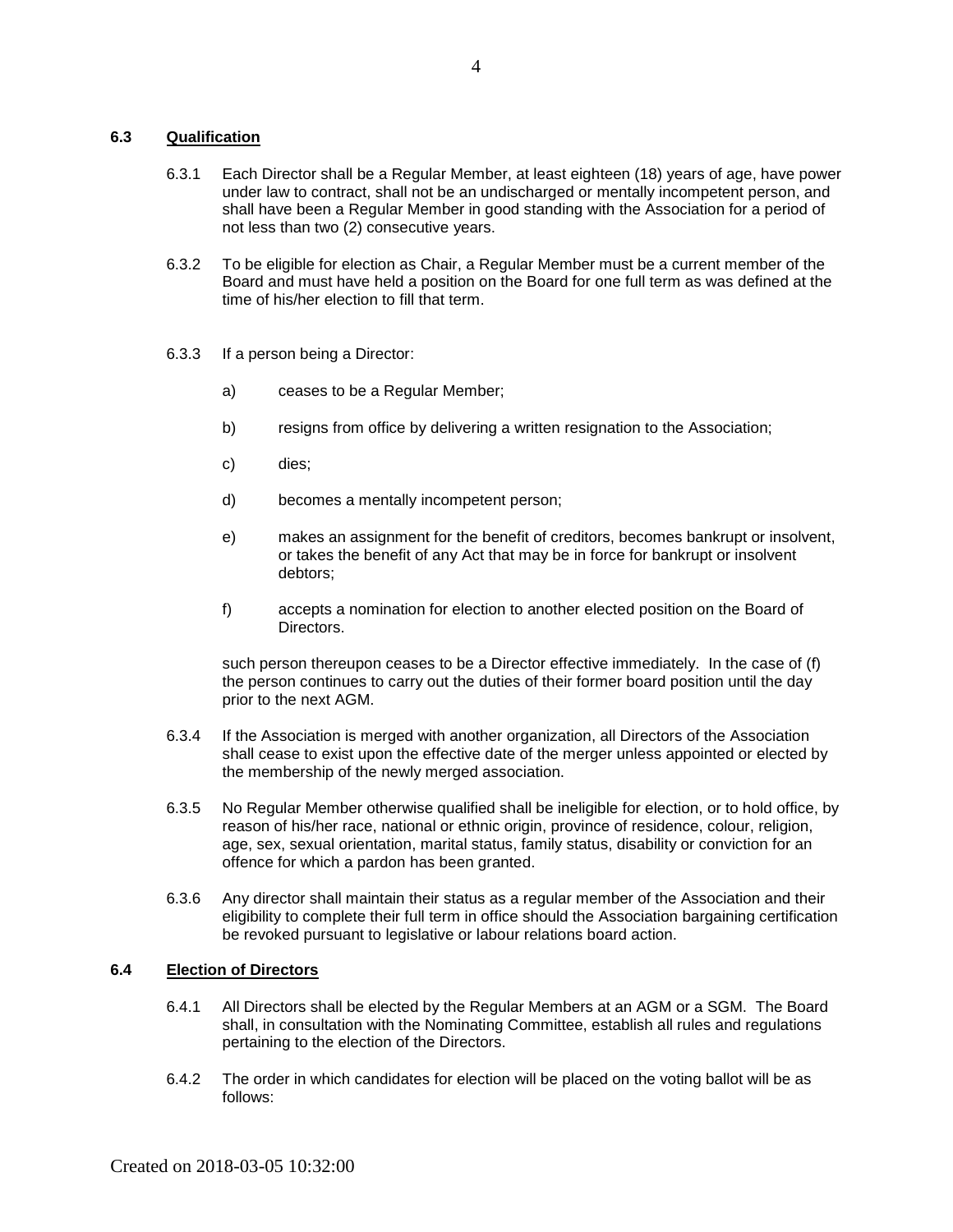### 6.3 Qualification

6.3.1 Each Director shall be a Regular Member, at least eighteen (18) years of age, have power under law to contract, shall not be an undischarged or mentally incompetent person, and shall have been a Regular Member in good standing with the Association for a period of not less than two (2) consecutive years.

6.3.2 To be eligible for election as Chair, a Regular Member must be a current member of the Board and must have held a position on the Board for one full term as was defined at the time of his/her election to fill that term.

6.3.3 If a person being a Director:

a) ceases to be a Regular Member;

b) resigns from office by delivering a written resignation to the Association;

c) dies;

d) becomes a mentally incompetent person;

e) makes an assignment for the benefit of creditors, becomes bankrupt or insolvent, or takes the benefit of any Act that may be in force for bankrupt or insolvent debtors;

f) accepts a nomination for election to another elected position on the Board of Directors.

such person thereupon ceases to be a Director effective immediately. In the case of (f) the person continues to carry out the duties of their former board position until the day prior to the next AGM.

6.3.4 If the Association is merged with another organization, all Directors of the Association shall cease to exist upon the effective date of the merger unless appointed or elected by the membership of the newly merged association.

6.3.5 No Regular Member otherwise qualified shall be ineligible for election, or to hold office, by reason of his/her race, national or ethnic origin, province of residence, colour, religion, age, sex, sexual orientation, marital status, family status, disability or conviction for an offence for which a pardon has been granted.

6.3.6 Any director shall maintain their status as a regular member of the Association and their eligibility to complete their full term in office should the Association bargaining certification be revoked pursuant to legislative or labour relations board action.

### 6.4 Election of Directors

6.4.1 All Directors shall be elected by the Regular Members at an AGM or a SGM. The Board shall, in consultation with the Nominating Committee, establish all rules and regulations pertaining to the election of the Directors.

6.4.2 The order in which candidates for election will be placed on the voting ballot will be as follows: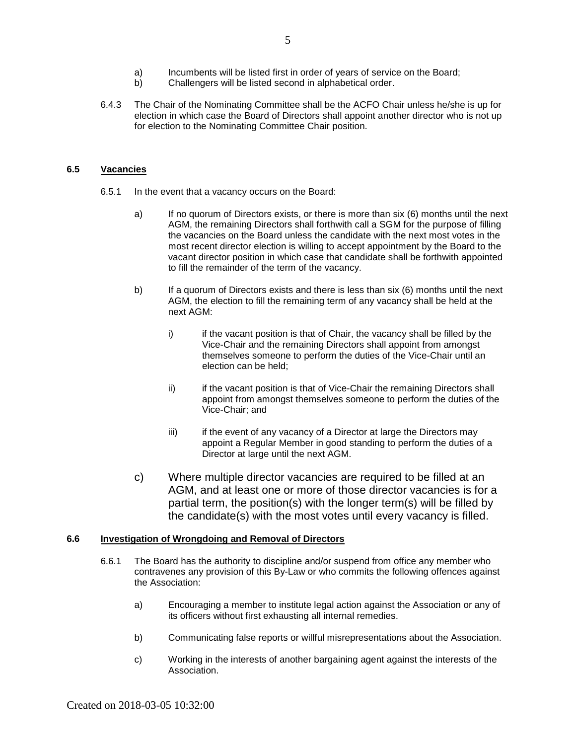a) Incumbents will be listed first in order of years of service on the Board;
b) Challengers will be listed second in alphabetical order.

6.4.3 The Chair of the Nominating Committee shall be the ACFO Chair unless he/she is up for election in which case the Board of Directors shall appoint another director who is not up for election to the Nominating Committee Chair position.

### 6.5 Vacancies

6.5.1 In the event that a vacancy occurs on the Board:

a) If no quorum of Directors exists, or there is more than six (6) months until the next AGM, the remaining Directors shall forthwith call a SGM for the purpose of filling the vacancies on the Board unless the candidate with the next most votes in the most recent director election is willing to accept appointment by the Board to the vacant director position in which case that candidate shall be forthwith appointed to fill the remainder of the term of the vacancy.

b) If a quorum of Directors exists and there is less than six (6) months until the next AGM, the election to fill the remaining term of any vacancy shall be held at the next AGM:

i) if the vacant position is that of Chair, the vacancy shall be filled by the Vice-Chair and the remaining Directors shall appoint from amongst themselves someone to perform the duties of the Vice-Chair until an election can be held;

ii) if the vacant position is that of Vice-Chair the remaining Directors shall appoint from amongst themselves someone to perform the duties of the Vice-Chair; and

iii) if the event of any vacancy of a Director at large the Directors may appoint a Regular Member in good standing to perform the duties of a Director at large until the next AGM.

c) Where multiple director vacancies are required to be filled at an AGM, and at least one or more of those director vacancies is for a partial term, the position(s) with the longer term(s) will be filled by the candidate(s) with the most votes until every vacancy is filled.

### 6.6 Investigation of Wrongdoing and Removal of Directors

6.6.1 The Board has the authority to discipline and/or suspend from office any member who contravenes any provision of this By-Law or who commits the following offences against the Association:

a) Encouraging a member to institute legal action against the Association or any of its officers without first exhausting all internal remedies.

b) Communicating false reports or willful misrepresentations about the Association.

c) Working in the interests of another bargaining agent against the interests of the Association.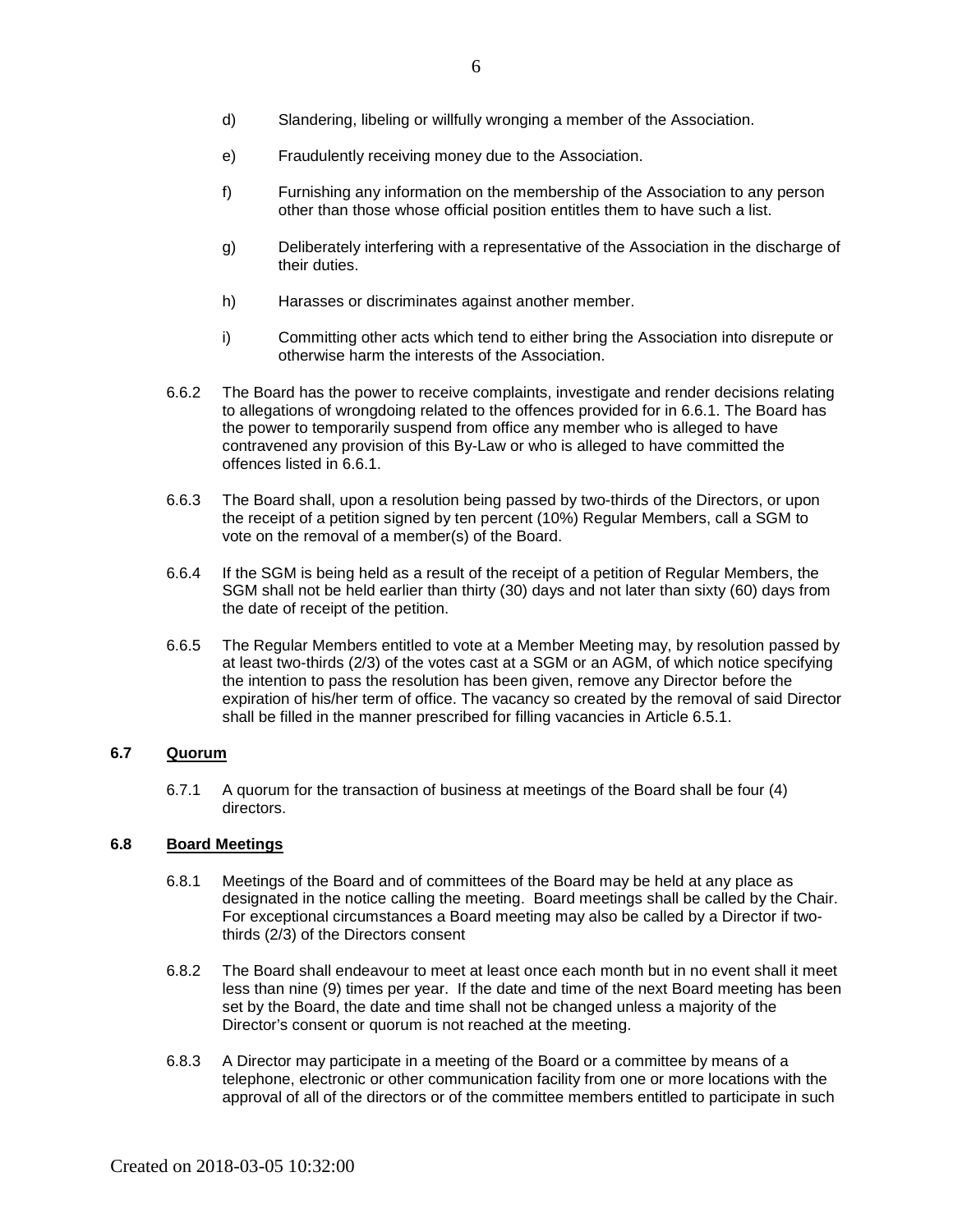d) Slandering, libeling or willfully wronging a member of the Association.

e) Fraudulently receiving money due to the Association.

f) Furnishing any information on the membership of the Association to any person other than those whose official position entitles them to have such a list.

g) Deliberately interfering with a representative of the Association in the discharge of their duties.

h) Harasses or discriminates against another member.

i) Committing other acts which tend to either bring the Association into disrepute or otherwise harm the interests of the Association.

6.6.2 The Board has the power to receive complaints, investigate and render decisions relating to allegations of wrongdoing related to the offences provided for in 6.6.1. The Board has the power to temporarily suspend from office any member who is alleged to have contravened any provision of this By-Law or who is alleged to have committed the offences listed in 6.6.1.

6.6.3 The Board shall, upon a resolution being passed by two-thirds of the Directors, or upon the receipt of a petition signed by ten percent (10%) Regular Members, call a SGM to vote on the removal of a member(s) of the Board.

6.6.4 If the SGM is being held as a result of the receipt of a petition of Regular Members, the SGM shall not be held earlier than thirty (30) days and not later than sixty (60) days from the date of receipt of the petition.

6.6.5 The Regular Members entitled to vote at a Member Meeting may, by resolution passed by at least two-thirds (2/3) of the votes cast at a SGM or an AGM, of which notice specifying the intention to pass the resolution has been given, remove any Director before the expiration of his/her term of office. The vacancy so created by the removal of said Director shall be filled in the manner prescribed for filling vacancies in Article 6.5.1.

### 6.7 Quorum

6.7.1 A quorum for the transaction of business at meetings of the Board shall be four (4) directors.

### 6.8 Board Meetings

6.8.1 Meetings of the Board and of committees of the Board may be held at any place as designated in the notice calling the meeting. Board meetings shall be called by the Chair. For exceptional circumstances a Board meeting may also be called by a Director if two-thirds (2/3) of the Directors consent

6.8.2 The Board shall endeavour to meet at least once each month but in no event shall it meet less than nine (9) times per year. If the date and time of the next Board meeting has been set by the Board, the date and time shall not be changed unless a majority of the Director's consent or quorum is not reached at the meeting.

6.8.3 A Director may participate in a meeting of the Board or a committee by means of a telephone, electronic or other communication facility from one or more locations with the approval of all of the directors or of the committee members entitled to participate in such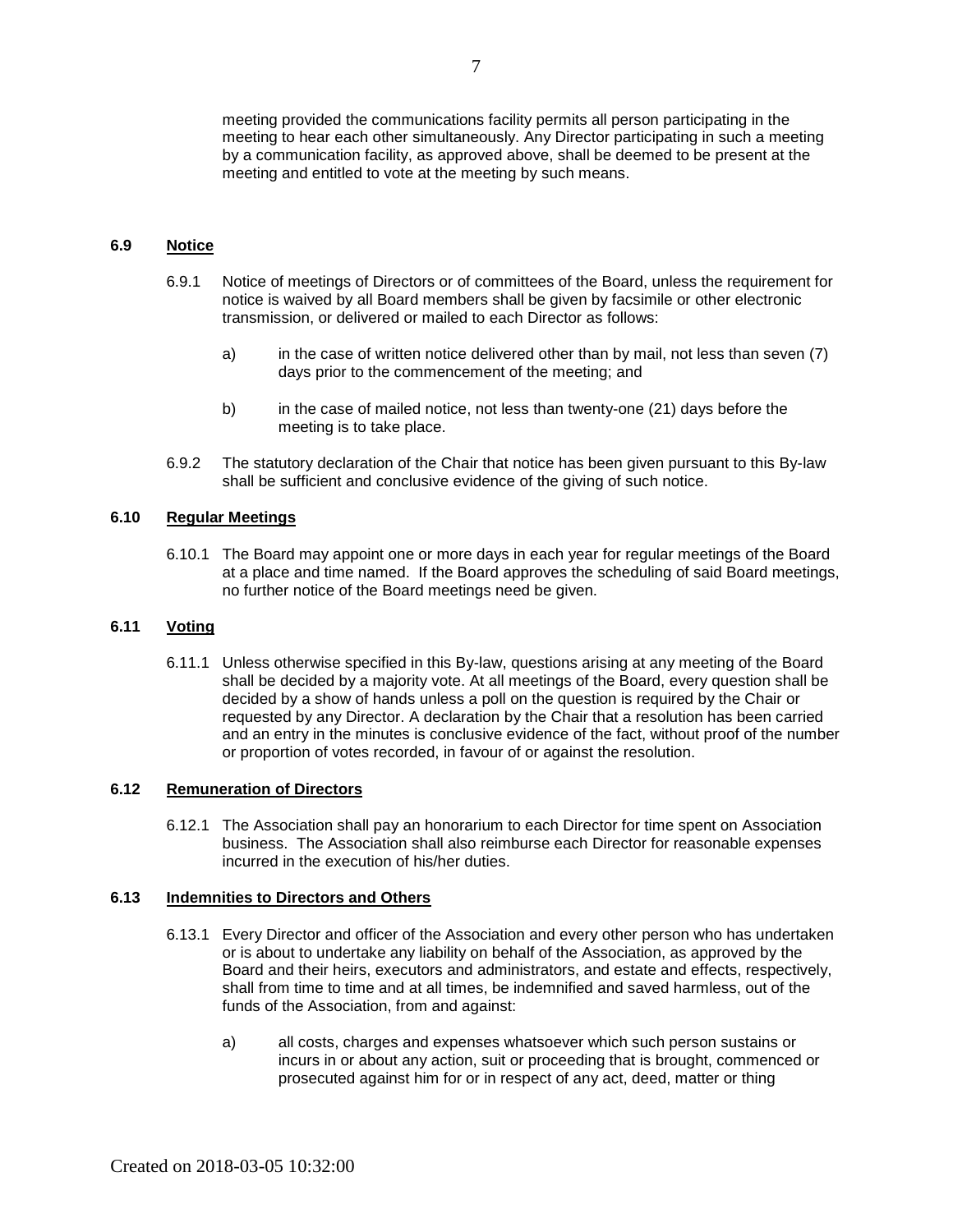meeting provided the communications facility permits all person participating in the meeting to hear each other simultaneously. Any Director participating in such a meeting by a communication facility, as approved above, shall be deemed to be present at the meeting and entitled to vote at the meeting by such means.

### 6.9 Notice

6.9.1 Notice of meetings of Directors or of committees of the Board, unless the requirement for notice is waived by all Board members shall be given by facsimile or other electronic transmission, or delivered or mailed to each Director as follows:

a) in the case of written notice delivered other than by mail, not less than seven (7) days prior to the commencement of the meeting; and

b) in the case of mailed notice, not less than twenty-one (21) days before the meeting is to take place.

6.9.2 The statutory declaration of the Chair that notice has been given pursuant to this By-law shall be sufficient and conclusive evidence of the giving of such notice.

### 6.10 Regular Meetings

6.10.1 The Board may appoint one or more days in each year for regular meetings of the Board at a place and time named. If the Board approves the scheduling of said Board meetings, no further notice of the Board meetings need be given.

### 6.11 Voting

6.11.1 Unless otherwise specified in this By-law, questions arising at any meeting of the Board shall be decided by a majority vote. At all meetings of the Board, every question shall be decided by a show of hands unless a poll on the question is required by the Chair or requested by any Director. A declaration by the Chair that a resolution has been carried and an entry in the minutes is conclusive evidence of the fact, without proof of the number or proportion of votes recorded, in favour of or against the resolution.

### 6.12 Remuneration of Directors

6.12.1 The Association shall pay an honorarium to each Director for time spent on Association business. The Association shall also reimburse each Director for reasonable expenses incurred in the execution of his/her duties.

### 6.13 Indemnities to Directors and Others

6.13.1 Every Director and officer of the Association and every other person who has undertaken or is about to undertake any liability on behalf of the Association, as approved by the Board and their heirs, executors and administrators, and estate and effects, respectively, shall from time to time and at all times, be indemnified and saved harmless, out of the funds of the Association, from and against:

a) all costs, charges and expenses whatsoever which such person sustains or incurs in or about any action, suit or proceeding that is brought, commenced or prosecuted against him for or in respect of any act, deed, matter or thing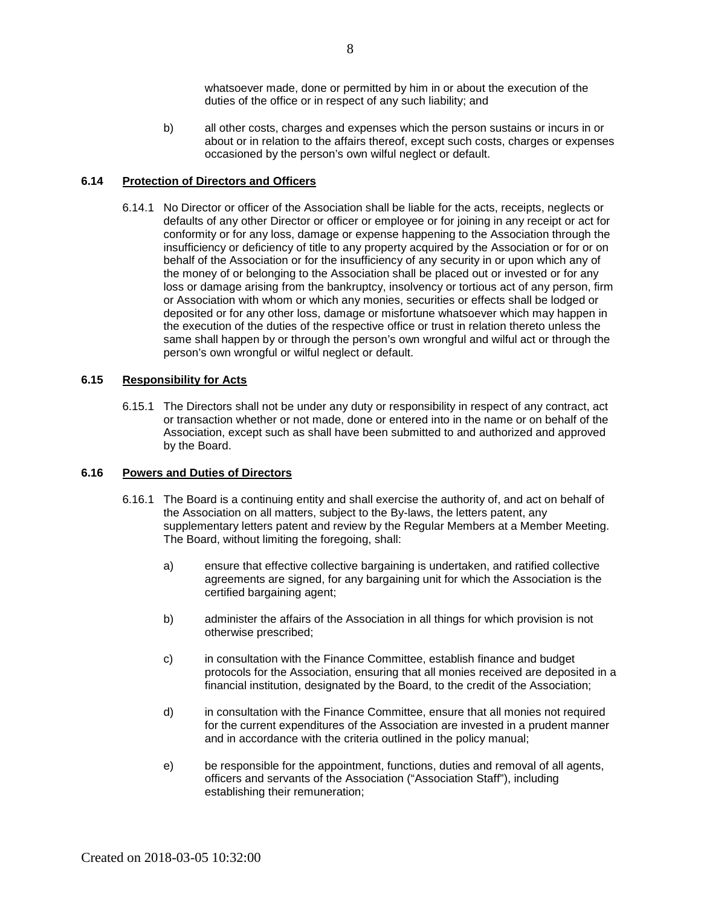whatsoever made, done or permitted by him in or about the execution of the duties of the office or in respect of any such liability; and

b) all other costs, charges and expenses which the person sustains or incurs in or about or in relation to the affairs thereof, except such costs, charges or expenses occasioned by the person's own wilful neglect or default.

### 6.14 Protection of Directors and Officers

6.14.1 No Director or officer of the Association shall be liable for the acts, receipts, neglects or defaults of any other Director or officer or employee or for joining in any receipt or act for conformity or for any loss, damage or expense happening to the Association through the insufficiency or deficiency of title to any property acquired by the Association or for or on behalf of the Association or for the insufficiency of any security in or upon which any of the money of or belonging to the Association shall be placed out or invested or for any loss or damage arising from the bankruptcy, insolvency or tortious act of any person, firm or Association with whom or which any monies, securities or effects shall be lodged or deposited or for any other loss, damage or misfortune whatsoever which may happen in the execution of the duties of the respective office or trust in relation thereto unless the same shall happen by or through the person's own wrongful and wilful act or through the person's own wrongful or wilful neglect or default.

### 6.15 Responsibility for Acts

6.15.1 The Directors shall not be under any duty or responsibility in respect of any contract, act or transaction whether or not made, done or entered into in the name or on behalf of the Association, except such as shall have been submitted to and authorized and approved by the Board.

### 6.16 Powers and Duties of Directors

6.16.1 The Board is a continuing entity and shall exercise the authority of, and act on behalf of the Association on all matters, subject to the By-laws, the letters patent, any supplementary letters patent and review by the Regular Members at a Member Meeting. The Board, without limiting the foregoing, shall:

a) ensure that effective collective bargaining is undertaken, and ratified collective agreements are signed, for any bargaining unit for which the Association is the certified bargaining agent;

b) administer the affairs of the Association in all things for which provision is not otherwise prescribed;

c) in consultation with the Finance Committee, establish finance and budget protocols for the Association, ensuring that all monies received are deposited in a financial institution, designated by the Board, to the credit of the Association;

d) in consultation with the Finance Committee, ensure that all monies not required for the current expenditures of the Association are invested in a prudent manner and in accordance with the criteria outlined in the policy manual;

e) be responsible for the appointment, functions, duties and removal of all agents, officers and servants of the Association ("Association Staff"), including establishing their remuneration;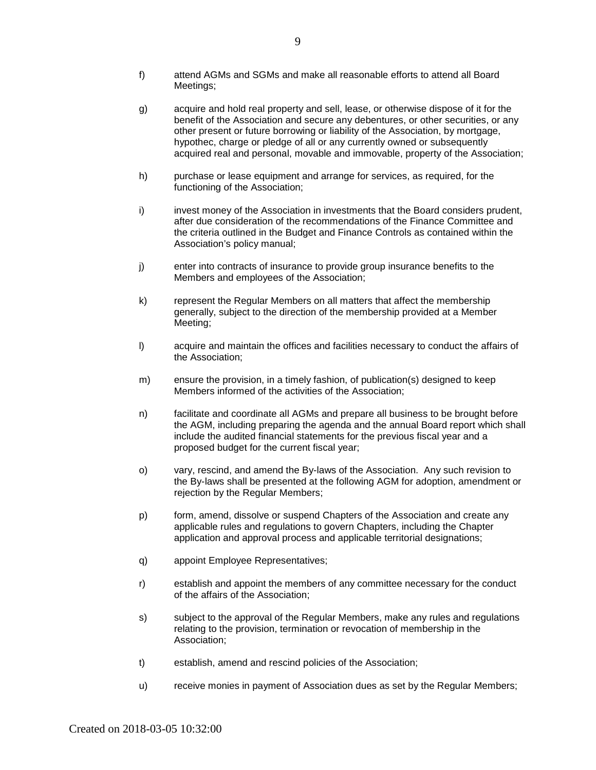f) attend AGMs and SGMs and make all reasonable efforts to attend all Board Meetings;

g) acquire and hold real property and sell, lease, or otherwise dispose of it for the benefit of the Association and secure any debentures, or other securities, or any other present or future borrowing or liability of the Association, by mortgage, hypothec, charge or pledge of all or any currently owned or subsequently acquired real and personal, movable and immovable, property of the Association;

h) purchase or lease equipment and arrange for services, as required, for the functioning of the Association;

i) invest money of the Association in investments that the Board considers prudent, after due consideration of the recommendations of the Finance Committee and the criteria outlined in the Budget and Finance Controls as contained within the Association's policy manual;

j) enter into contracts of insurance to provide group insurance benefits to the Members and employees of the Association;

k) represent the Regular Members on all matters that affect the membership generally, subject to the direction of the membership provided at a Member Meeting;

l) acquire and maintain the offices and facilities necessary to conduct the affairs of the Association;

m) ensure the provision, in a timely fashion, of publication(s) designed to keep Members informed of the activities of the Association;

n) facilitate and coordinate all AGMs and prepare all business to be brought before the AGM, including preparing the agenda and the annual Board report which shall include the audited financial statements for the previous fiscal year and a proposed budget for the current fiscal year;

o) vary, rescind, and amend the By-laws of the Association. Any such revision to the By-laws shall be presented at the following AGM for adoption, amendment or rejection by the Regular Members;

p) form, amend, dissolve or suspend Chapters of the Association and create any applicable rules and regulations to govern Chapters, including the Chapter application and approval process and applicable territorial designations;

q) appoint Employee Representatives;

r) establish and appoint the members of any committee necessary for the conduct of the affairs of the Association;

s) subject to the approval of the Regular Members, make any rules and regulations relating to the provision, termination or revocation of membership in the Association;

t) establish, amend and rescind policies of the Association;

u) receive monies in payment of Association dues as set by the Regular Members;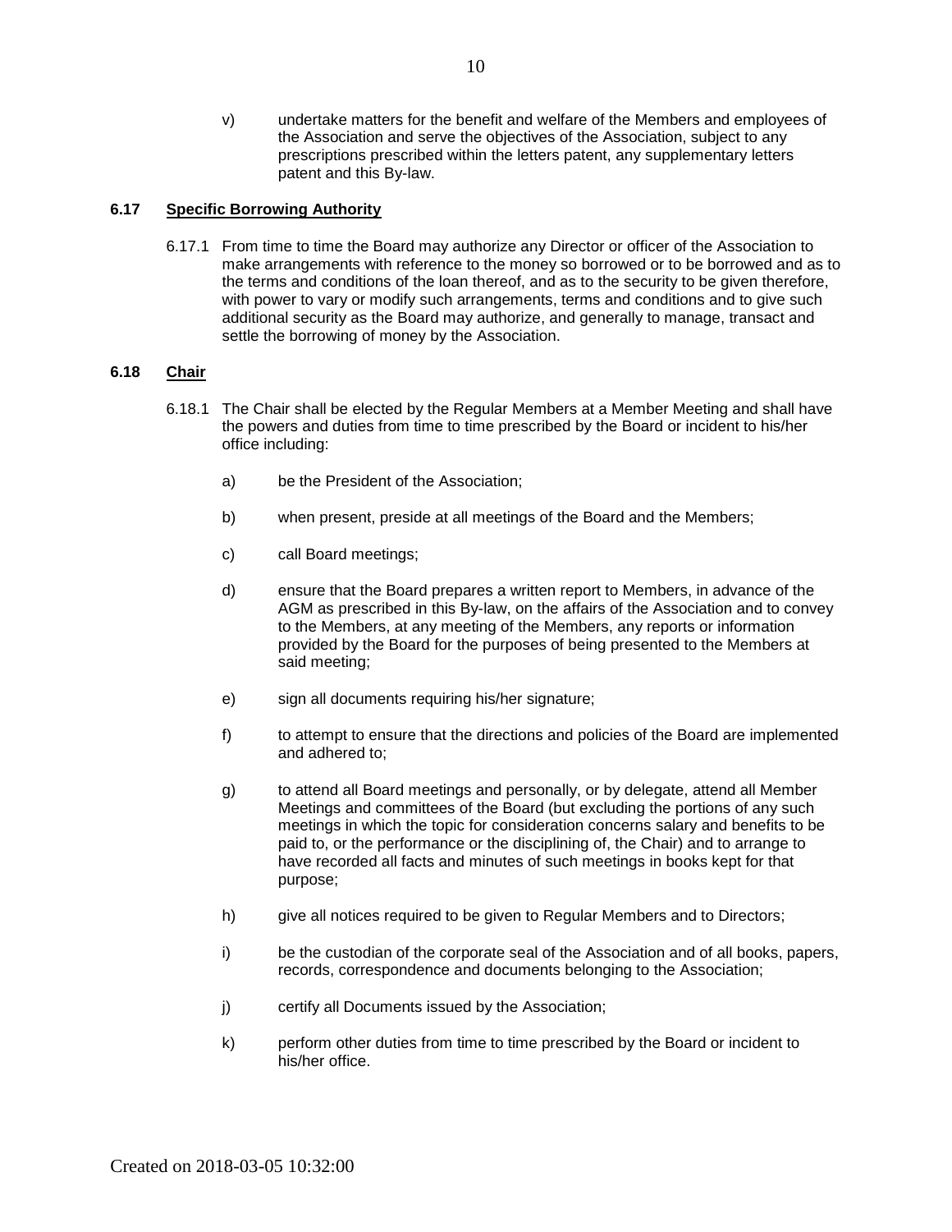v) undertake matters for the benefit and welfare of the Members and employees of the Association and serve the objectives of the Association, subject to any prescriptions prescribed within the letters patent, any supplementary letters patent and this By-law.

### 6.17 Specific Borrowing Authority

6.17.1 From time to time the Board may authorize any Director or officer of the Association to make arrangements with reference to the money so borrowed or to be borrowed and as to the terms and conditions of the loan thereof, and as to the security to be given therefore, with power to vary or modify such arrangements, terms and conditions and to give such additional security as the Board may authorize, and generally to manage, transact and settle the borrowing of money by the Association.

### 6.18 Chair

6.18.1 The Chair shall be elected by the Regular Members at a Member Meeting and shall have the powers and duties from time to time prescribed by the Board or incident to his/her office including:

a) be the President of the Association;

b) when present, preside at all meetings of the Board and the Members;

c) call Board meetings;

d) ensure that the Board prepares a written report to Members, in advance of the AGM as prescribed in this By-law, on the affairs of the Association and to convey to the Members, at any meeting of the Members, any reports or information provided by the Board for the purposes of being presented to the Members at said meeting;

e) sign all documents requiring his/her signature;

f) to attempt to ensure that the directions and policies of the Board are implemented and adhered to;

g) to attend all Board meetings and personally, or by delegate, attend all Member Meetings and committees of the Board (but excluding the portions of any such meetings in which the topic for consideration concerns salary and benefits to be paid to, or the performance or the disciplining of, the Chair) and to arrange to have recorded all facts and minutes of such meetings in books kept for that purpose;

h) give all notices required to be given to Regular Members and to Directors;

i) be the custodian of the corporate seal of the Association and of all books, papers, records, correspondence and documents belonging to the Association;

j) certify all Documents issued by the Association;

k) perform other duties from time to time prescribed by the Board or incident to his/her office.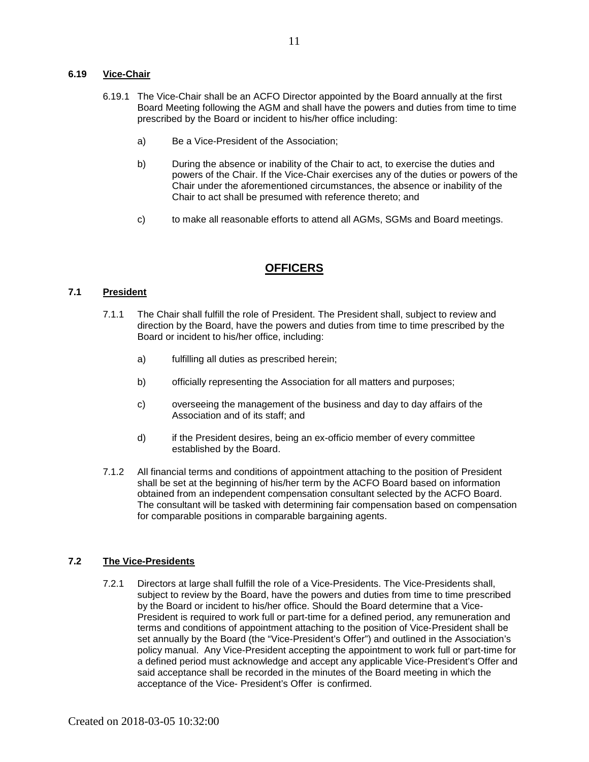**6.19 Vice-Chair**

6.19.1 The Vice-Chair shall be an ACFO Director appointed by the Board annually at the first Board Meeting following the AGM and shall have the powers and duties from time to time prescribed by the Board or incident to his/her office including:

a) Be a Vice-President of the Association;

b) During the absence or inability of the Chair to act, to exercise the duties and powers of the Chair. If the Vice-Chair exercises any of the duties or powers of the Chair under the aforementioned circumstances, the absence or inability of the Chair to act shall be presumed with reference thereto; and

c) to make all reasonable efforts to attend all AGMs, SGMs and Board meetings.

# OFFICERS

**7.1 President**

7.1.1 The Chair shall fulfill the role of President. The President shall, subject to review and direction by the Board, have the powers and duties from time to time prescribed by the Board or incident to his/her office, including:

a) fulfilling all duties as prescribed herein;

b) officially representing the Association for all matters and purposes;

c) overseeing the management of the business and day to day affairs of the Association and of its staff; and

d) if the President desires, being an ex-officio member of every committee established by the Board.

7.1.2 All financial terms and conditions of appointment attaching to the position of President shall be set at the beginning of his/her term by the ACFO Board based on information obtained from an independent compensation consultant selected by the ACFO Board. The consultant will be tasked with determining fair compensation based on compensation for comparable positions in comparable bargaining agents.

**7.2 The Vice-Presidents**

7.2.1 Directors at large shall fulfill the role of a Vice-Presidents. The Vice-Presidents shall, subject to review by the Board, have the powers and duties from time to time prescribed by the Board or incident to his/her office. Should the Board determine that a Vice-President is required to work full or part-time for a defined period, any remuneration and terms and conditions of appointment attaching to the position of Vice-President shall be set annually by the Board (the "Vice-President's Offer") and outlined in the Association's policy manual. Any Vice-President accepting the appointment to work full or part-time for a defined period must acknowledge and accept any applicable Vice-President's Offer and said acceptance shall be recorded in the minutes of the Board meeting in which the acceptance of the Vice- President's Offer is confirmed.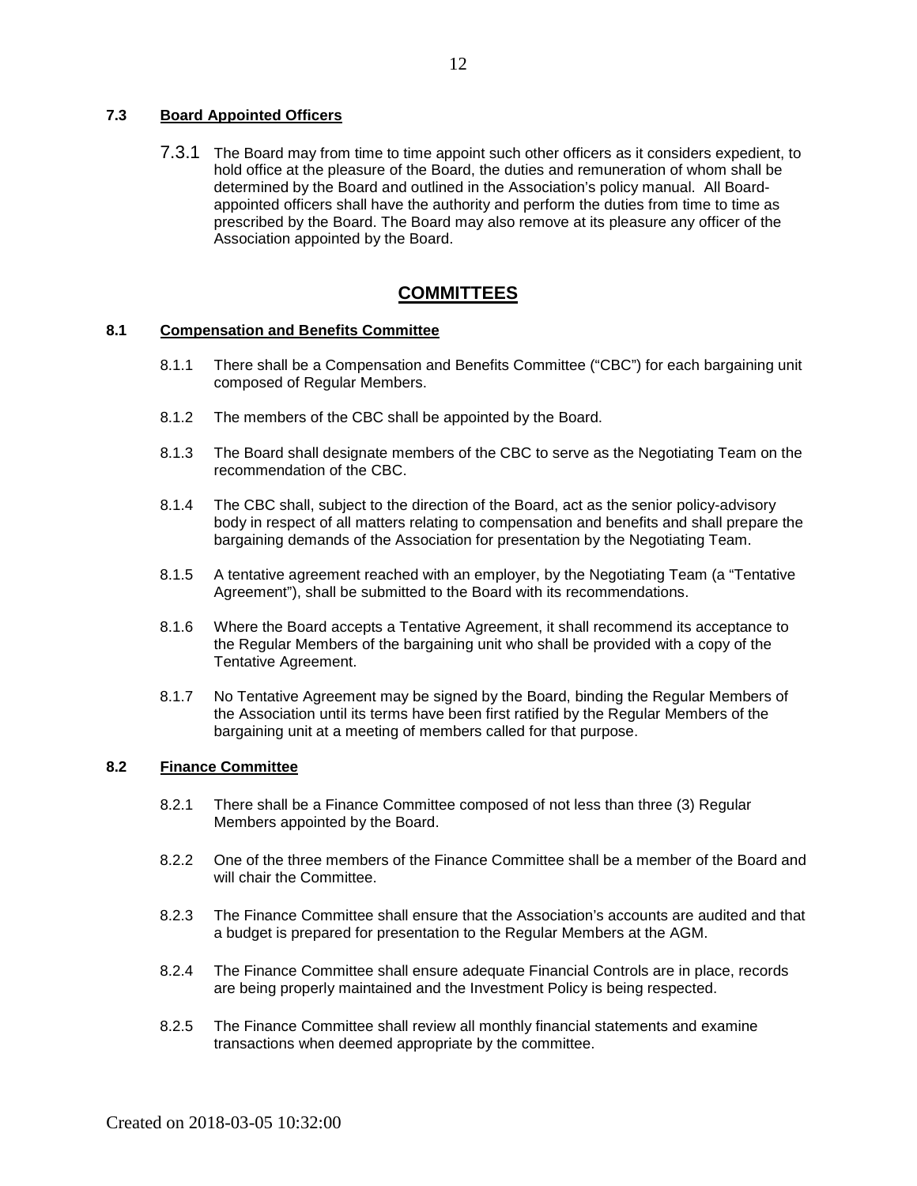### 7.3 Board Appointed Officers

7.3.1 The Board may from time to time appoint such other officers as it considers expedient, to hold office at the pleasure of the Board, the duties and remuneration of whom shall be determined by the Board and outlined in the Association's policy manual. All Board-appointed officers shall have the authority and perform the duties from time to time as prescribed by the Board. The Board may also remove at its pleasure any officer of the Association appointed by the Board.

## COMMITTEES

### 8.1 Compensation and Benefits Committee

8.1.1 There shall be a Compensation and Benefits Committee ("CBC") for each bargaining unit composed of Regular Members.

8.1.2 The members of the CBC shall be appointed by the Board.

8.1.3 The Board shall designate members of the CBC to serve as the Negotiating Team on the recommendation of the CBC.

8.1.4 The CBC shall, subject to the direction of the Board, act as the senior policy-advisory body in respect of all matters relating to compensation and benefits and shall prepare the bargaining demands of the Association for presentation by the Negotiating Team.

8.1.5 A tentative agreement reached with an employer, by the Negotiating Team (a "Tentative Agreement"), shall be submitted to the Board with its recommendations.

8.1.6 Where the Board accepts a Tentative Agreement, it shall recommend its acceptance to the Regular Members of the bargaining unit who shall be provided with a copy of the Tentative Agreement.

8.1.7 No Tentative Agreement may be signed by the Board, binding the Regular Members of the Association until its terms have been first ratified by the Regular Members of the bargaining unit at a meeting of members called for that purpose.

### 8.2 Finance Committee

8.2.1 There shall be a Finance Committee composed of not less than three (3) Regular Members appointed by the Board.

8.2.2 One of the three members of the Finance Committee shall be a member of the Board and will chair the Committee.

8.2.3 The Finance Committee shall ensure that the Association's accounts are audited and that a budget is prepared for presentation to the Regular Members at the AGM.

8.2.4 The Finance Committee shall ensure adequate Financial Controls are in place, records are being properly maintained and the Investment Policy is being respected.

8.2.5 The Finance Committee shall review all monthly financial statements and examine transactions when deemed appropriate by the committee.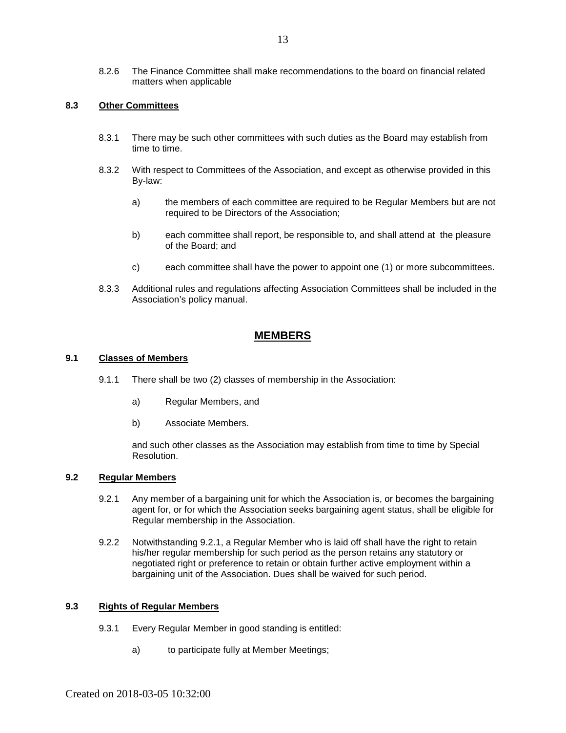8.2.6 The Finance Committee shall make recommendations to the board on financial related matters when applicable

### 8.3 Other Committees

8.3.1 There may be such other committees with such duties as the Board may establish from time to time.

8.3.2 With respect to Committees of the Association, and except as otherwise provided in this By-law:

a) the members of each committee are required to be Regular Members but are not required to be Directors of the Association;

b) each committee shall report, be responsible to, and shall attend at the pleasure of the Board; and

c) each committee shall have the power to appoint one (1) or more subcommittees.

8.3.3 Additional rules and regulations affecting Association Committees shall be included in the Association's policy manual.

## MEMBERS

### 9.1 Classes of Members

9.1.1 There shall be two (2) classes of membership in the Association:

a) Regular Members, and

b) Associate Members.

and such other classes as the Association may establish from time to time by Special Resolution.

### 9.2 Regular Members

9.2.1 Any member of a bargaining unit for which the Association is, or becomes the bargaining agent for, or for which the Association seeks bargaining agent status, shall be eligible for Regular membership in the Association.

9.2.2 Notwithstanding 9.2.1, a Regular Member who is laid off shall have the right to retain his/her regular membership for such period as the person retains any statutory or negotiated right or preference to retain or obtain further active employment within a bargaining unit of the Association. Dues shall be waived for such period.

### 9.3 Rights of Regular Members

9.3.1 Every Regular Member in good standing is entitled:

a) to participate fully at Member Meetings;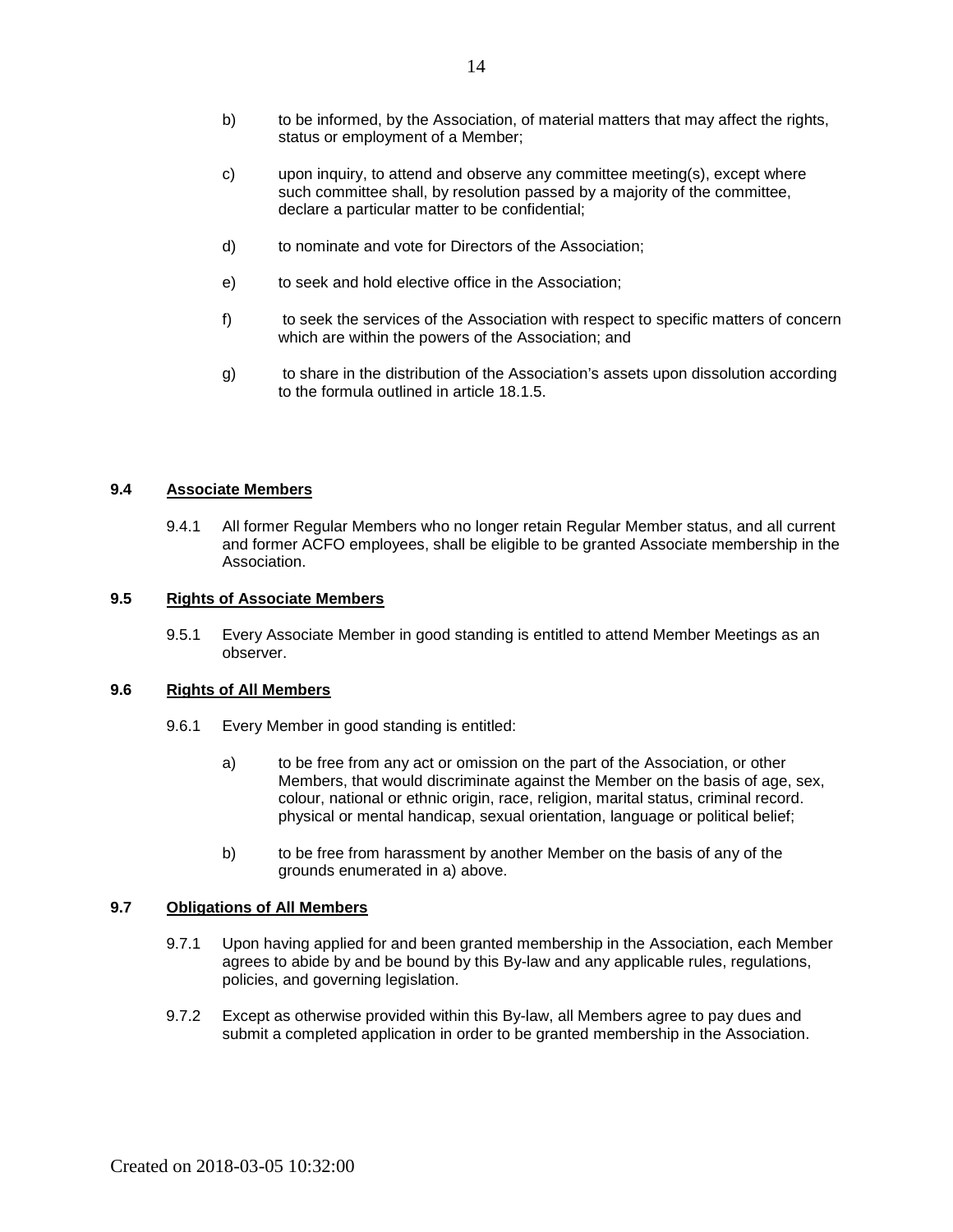b) to be informed, by the Association, of material matters that may affect the rights, status or employment of a Member;

c) upon inquiry, to attend and observe any committee meeting(s), except where such committee shall, by resolution passed by a majority of the committee, declare a particular matter to be confidential;

d) to nominate and vote for Directors of the Association;

e) to seek and hold elective office in the Association;

f) to seek the services of the Association with respect to specific matters of concern which are within the powers of the Association; and

g) to share in the distribution of the Association's assets upon dissolution according to the formula outlined in article 18.1.5.

**9.4 Associate Members**

9.4.1 All former Regular Members who no longer retain Regular Member status, and all current and former ACFO employees, shall be eligible to be granted Associate membership in the Association.

**9.5 Rights of Associate Members**

9.5.1 Every Associate Member in good standing is entitled to attend Member Meetings as an observer.

**9.6 Rights of All Members**

9.6.1 Every Member in good standing is entitled:

a) to be free from any act or omission on the part of the Association, or other Members, that would discriminate against the Member on the basis of age, sex, colour, national or ethnic origin, race, religion, marital status, criminal record. physical or mental handicap, sexual orientation, language or political belief;

b) to be free from harassment by another Member on the basis of any of the grounds enumerated in a) above.

**9.7 Obligations of All Members**

9.7.1 Upon having applied for and been granted membership in the Association, each Member agrees to abide by and be bound by this By-law and any applicable rules, regulations, policies, and governing legislation.

9.7.2 Except as otherwise provided within this By-law, all Members agree to pay dues and submit a completed application in order to be granted membership in the Association.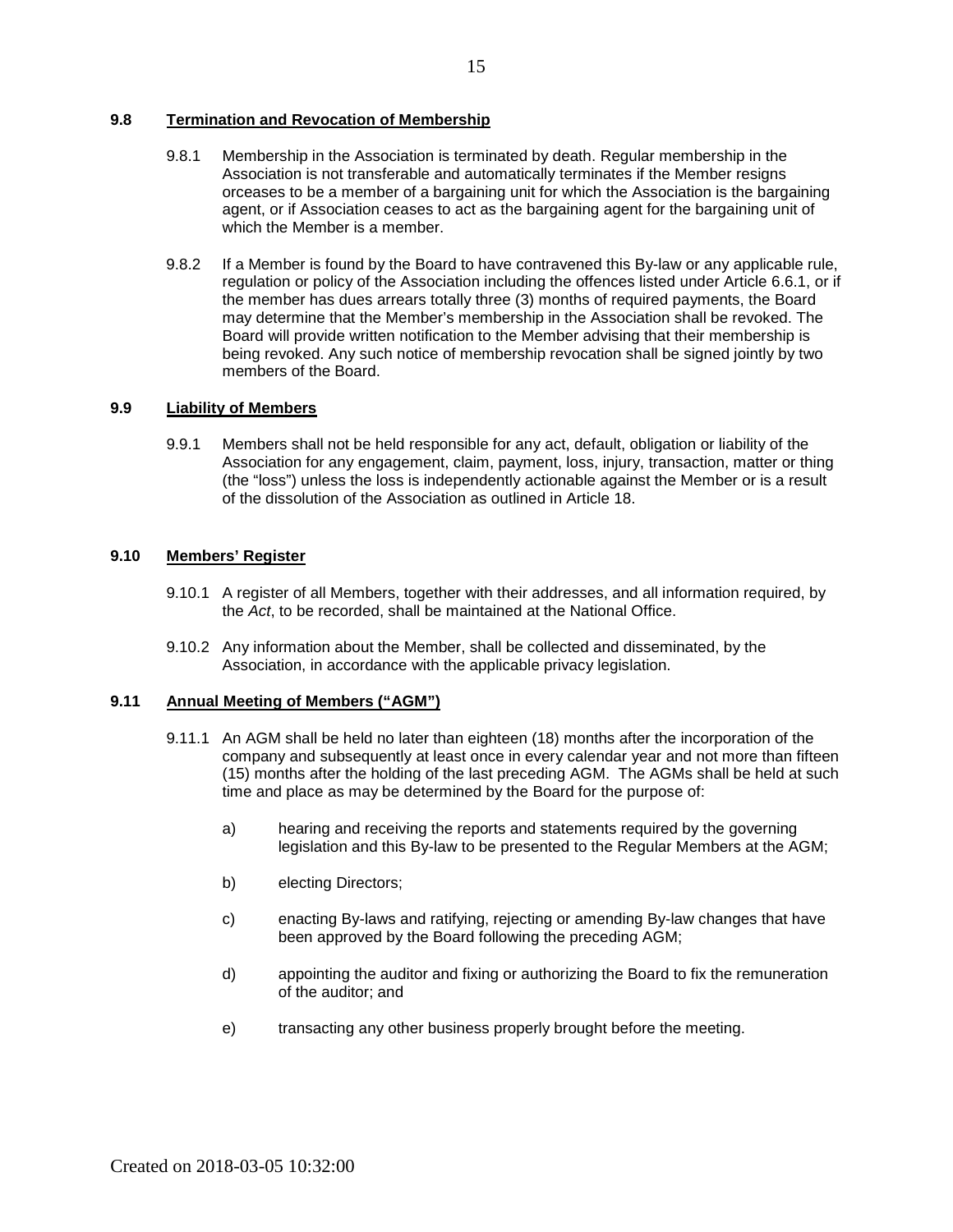### 9.8 Termination and Revocation of Membership

9.8.1 Membership in the Association is terminated by death. Regular membership in the Association is not transferable and automatically terminates if the Member resigns orceases to be a member of a bargaining unit for which the Association is the bargaining agent, or if Association ceases to act as the bargaining agent for the bargaining unit of which the Member is a member.

9.8.2 If a Member is found by the Board to have contravened this By-law or any applicable rule, regulation or policy of the Association including the offences listed under Article 6.6.1, or if the member has dues arrears totally three (3) months of required payments, the Board may determine that the Member's membership in the Association shall be revoked. The Board will provide written notification to the Member advising that their membership is being revoked. Any such notice of membership revocation shall be signed jointly by two members of the Board.

### 9.9 Liability of Members

9.9.1 Members shall not be held responsible for any act, default, obligation or liability of the Association for any engagement, claim, payment, loss, injury, transaction, matter or thing (the "loss") unless the loss is independently actionable against the Member or is a result of the dissolution of the Association as outlined in Article 18.

### 9.10 Members' Register

9.10.1 A register of all Members, together with their addresses, and all information required, by the *Act*, to be recorded, shall be maintained at the National Office.

9.10.2 Any information about the Member, shall be collected and disseminated, by the Association, in accordance with the applicable privacy legislation.

### 9.11 Annual Meeting of Members ("AGM")

9.11.1 An AGM shall be held no later than eighteen (18) months after the incorporation of the company and subsequently at least once in every calendar year and not more than fifteen (15) months after the holding of the last preceding AGM. The AGMs shall be held at such time and place as may be determined by the Board for the purpose of:

a) hearing and receiving the reports and statements required by the governing legislation and this By-law to be presented to the Regular Members at the AGM;

b) electing Directors;

c) enacting By-laws and ratifying, rejecting or amending By-law changes that have been approved by the Board following the preceding AGM;

d) appointing the auditor and fixing or authorizing the Board to fix the remuneration of the auditor; and

e) transacting any other business properly brought before the meeting.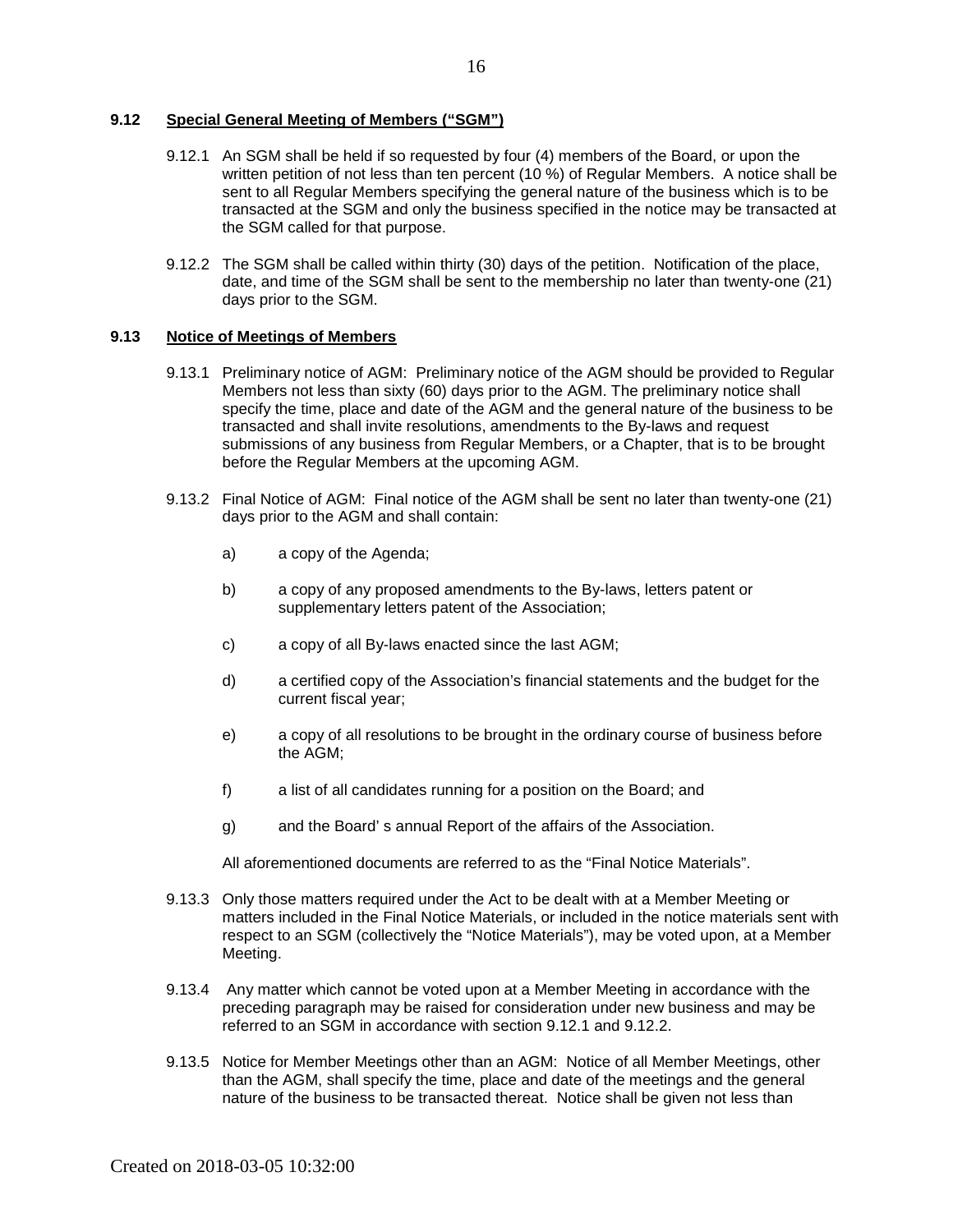### 9.12 Special General Meeting of Members ("SGM")

9.12.1 An SGM shall be held if so requested by four (4) members of the Board, or upon the written petition of not less than ten percent (10 %) of Regular Members. A notice shall be sent to all Regular Members specifying the general nature of the business which is to be transacted at the SGM and only the business specified in the notice may be transacted at the SGM called for that purpose.

9.12.2 The SGM shall be called within thirty (30) days of the petition. Notification of the place, date, and time of the SGM shall be sent to the membership no later than twenty-one (21) days prior to the SGM.

### 9.13 Notice of Meetings of Members

9.13.1 Preliminary notice of AGM: Preliminary notice of the AGM should be provided to Regular Members not less than sixty (60) days prior to the AGM. The preliminary notice shall specify the time, place and date of the AGM and the general nature of the business to be transacted and shall invite resolutions, amendments to the By-laws and request submissions of any business from Regular Members, or a Chapter, that is to be brought before the Regular Members at the upcoming AGM.

9.13.2 Final Notice of AGM: Final notice of the AGM shall be sent no later than twenty-one (21) days prior to the AGM and shall contain:

a) a copy of the Agenda;

b) a copy of any proposed amendments to the By-laws, letters patent or supplementary letters patent of the Association;

c) a copy of all By-laws enacted since the last AGM;

d) a certified copy of the Association's financial statements and the budget for the current fiscal year;

e) a copy of all resolutions to be brought in the ordinary course of business before the AGM;

f) a list of all candidates running for a position on the Board; and

g) and the Board' s annual Report of the affairs of the Association.

All aforementioned documents are referred to as the "Final Notice Materials".

9.13.3 Only those matters required under the Act to be dealt with at a Member Meeting or matters included in the Final Notice Materials, or included in the notice materials sent with respect to an SGM (collectively the "Notice Materials"), may be voted upon, at a Member Meeting.

9.13.4 Any matter which cannot be voted upon at a Member Meeting in accordance with the preceding paragraph may be raised for consideration under new business and may be referred to an SGM in accordance with section 9.12.1 and 9.12.2.

9.13.5 Notice for Member Meetings other than an AGM: Notice of all Member Meetings, other than the AGM, shall specify the time, place and date of the meetings and the general nature of the business to be transacted thereat. Notice shall be given not less than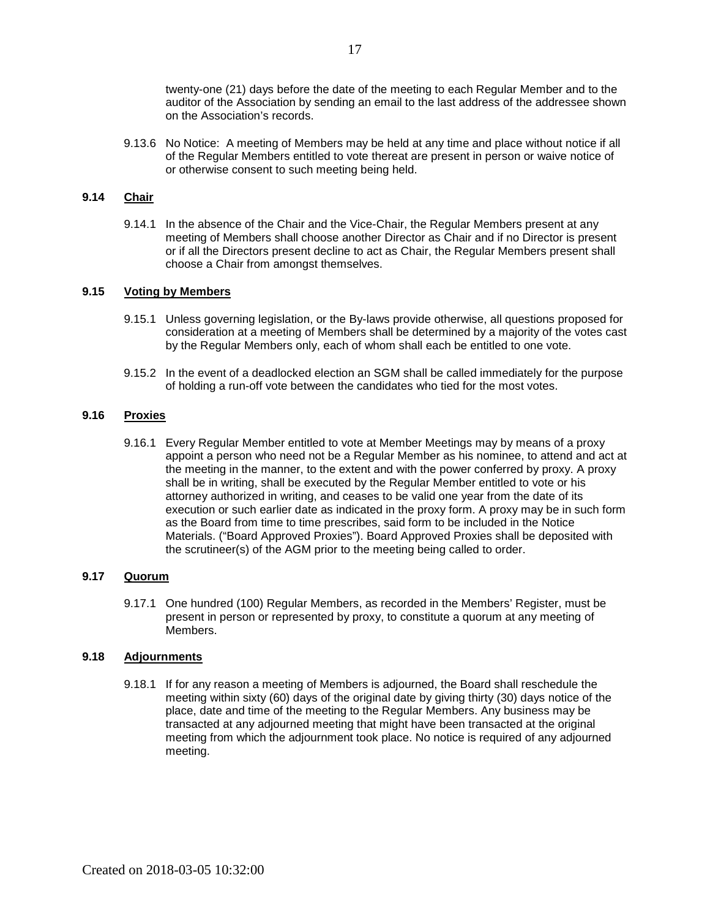twenty-one (21) days before the date of the meeting to each Regular Member and to the auditor of the Association by sending an email to the last address of the addressee shown on the Association's records.

9.13.6 No Notice: A meeting of Members may be held at any time and place without notice if all of the Regular Members entitled to vote thereat are present in person or waive notice of or otherwise consent to such meeting being held.

### 9.14 Chair

9.14.1 In the absence of the Chair and the Vice-Chair, the Regular Members present at any meeting of Members shall choose another Director as Chair and if no Director is present or if all the Directors present decline to act as Chair, the Regular Members present shall choose a Chair from amongst themselves.

### 9.15 Voting by Members

9.15.1 Unless governing legislation, or the By-laws provide otherwise, all questions proposed for consideration at a meeting of Members shall be determined by a majority of the votes cast by the Regular Members only, each of whom shall each be entitled to one vote.

9.15.2 In the event of a deadlocked election an SGM shall be called immediately for the purpose of holding a run-off vote between the candidates who tied for the most votes.

### 9.16 Proxies

9.16.1 Every Regular Member entitled to vote at Member Meetings may by means of a proxy appoint a person who need not be a Regular Member as his nominee, to attend and act at the meeting in the manner, to the extent and with the power conferred by proxy. A proxy shall be in writing, shall be executed by the Regular Member entitled to vote or his attorney authorized in writing, and ceases to be valid one year from the date of its execution or such earlier date as indicated in the proxy form. A proxy may be in such form as the Board from time to time prescribes, said form to be included in the Notice Materials. ("Board Approved Proxies"). Board Approved Proxies shall be deposited with the scrutineer(s) of the AGM prior to the meeting being called to order.

### 9.17 Quorum

9.17.1 One hundred (100) Regular Members, as recorded in the Members' Register, must be present in person or represented by proxy, to constitute a quorum at any meeting of Members.

### 9.18 Adjournments

9.18.1 If for any reason a meeting of Members is adjourned, the Board shall reschedule the meeting within sixty (60) days of the original date by giving thirty (30) days notice of the place, date and time of the meeting to the Regular Members. Any business may be transacted at any adjourned meeting that might have been transacted at the original meeting from which the adjournment took place. No notice is required of any adjourned meeting.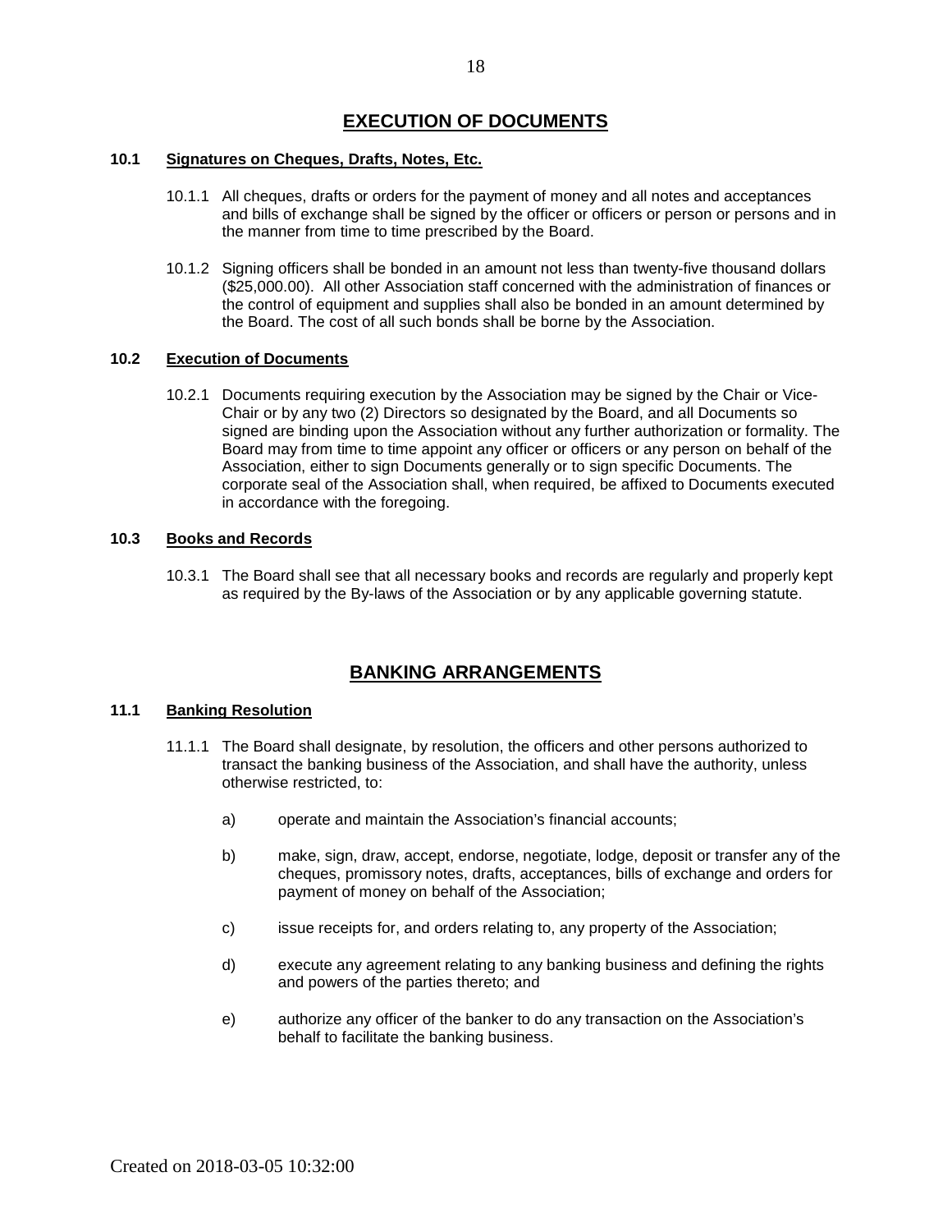## EXECUTION OF DOCUMENTS

### 10.1 Signatures on Cheques, Drafts, Notes, Etc.

10.1.1 All cheques, drafts or orders for the payment of money and all notes and acceptances and bills of exchange shall be signed by the officer or officers or person or persons and in the manner from time to time prescribed by the Board.

10.1.2 Signing officers shall be bonded in an amount not less than twenty-five thousand dollars ($25,000.00). All other Association staff concerned with the administration of finances or the control of equipment and supplies shall also be bonded in an amount determined by the Board. The cost of all such bonds shall be borne by the Association.

### 10.2 Execution of Documents

10.2.1 Documents requiring execution by the Association may be signed by the Chair or Vice-Chair or by any two (2) Directors so designated by the Board, and all Documents so signed are binding upon the Association without any further authorization or formality. The Board may from time to time appoint any officer or officers or any person on behalf of the Association, either to sign Documents generally or to sign specific Documents. The corporate seal of the Association shall, when required, be affixed to Documents executed in accordance with the foregoing.

### 10.3 Books and Records

10.3.1 The Board shall see that all necessary books and records are regularly and properly kept as required by the By-laws of the Association or by any applicable governing statute.

## BANKING ARRANGEMENTS

### 11.1 Banking Resolution

11.1.1 The Board shall designate, by resolution, the officers and other persons authorized to transact the banking business of the Association, and shall have the authority, unless otherwise restricted, to:

a) operate and maintain the Association's financial accounts;

b) make, sign, draw, accept, endorse, negotiate, lodge, deposit or transfer any of the cheques, promissory notes, drafts, acceptances, bills of exchange and orders for payment of money on behalf of the Association;

c) issue receipts for, and orders relating to, any property of the Association;

d) execute any agreement relating to any banking business and defining the rights and powers of the parties thereto; and

e) authorize any officer of the banker to do any transaction on the Association's behalf to facilitate the banking business.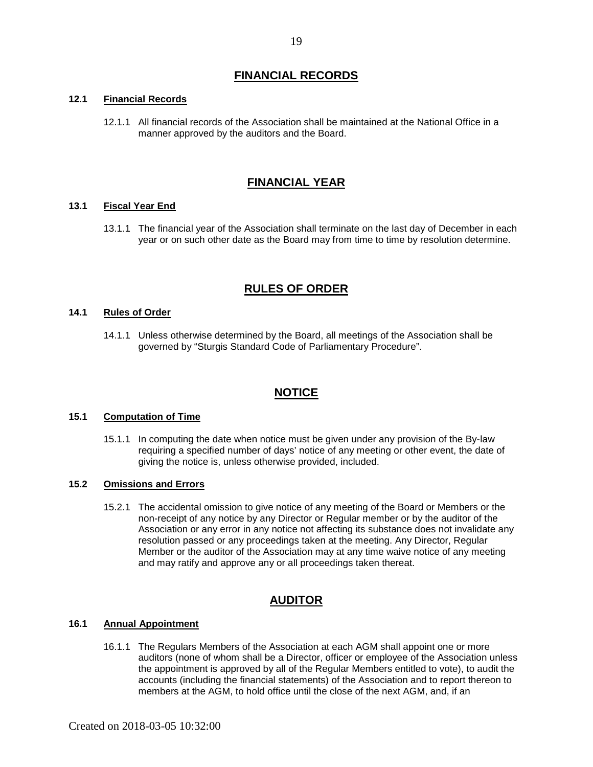## FINANCIAL RECORDS

### 12.1 Financial Records

12.1.1 All financial records of the Association shall be maintained at the National Office in a manner approved by the auditors and the Board.

## FINANCIAL YEAR

### 13.1 Fiscal Year End

13.1.1 The financial year of the Association shall terminate on the last day of December in each year or on such other date as the Board may from time to time by resolution determine.

## RULES OF ORDER

### 14.1 Rules of Order

14.1.1 Unless otherwise determined by the Board, all meetings of the Association shall be governed by "Sturgis Standard Code of Parliamentary Procedure".

## NOTICE

### 15.1 Computation of Time

15.1.1 In computing the date when notice must be given under any provision of the By-law requiring a specified number of days' notice of any meeting or other event, the date of giving the notice is, unless otherwise provided, included.

### 15.2 Omissions and Errors

15.2.1 The accidental omission to give notice of any meeting of the Board or Members or the non-receipt of any notice by any Director or Regular member or by the auditor of the Association or any error in any notice not affecting its substance does not invalidate any resolution passed or any proceedings taken at the meeting. Any Director, Regular Member or the auditor of the Association may at any time waive notice of any meeting and may ratify and approve any or all proceedings taken thereat.

## AUDITOR

### 16.1 Annual Appointment

16.1.1 The Regulars Members of the Association at each AGM shall appoint one or more auditors (none of whom shall be a Director, officer or employee of the Association unless the appointment is approved by all of the Regular Members entitled to vote), to audit the accounts (including the financial statements) of the Association and to report thereon to members at the AGM, to hold office until the close of the next AGM, and, if an

Created on 2018-03-05 10:32:00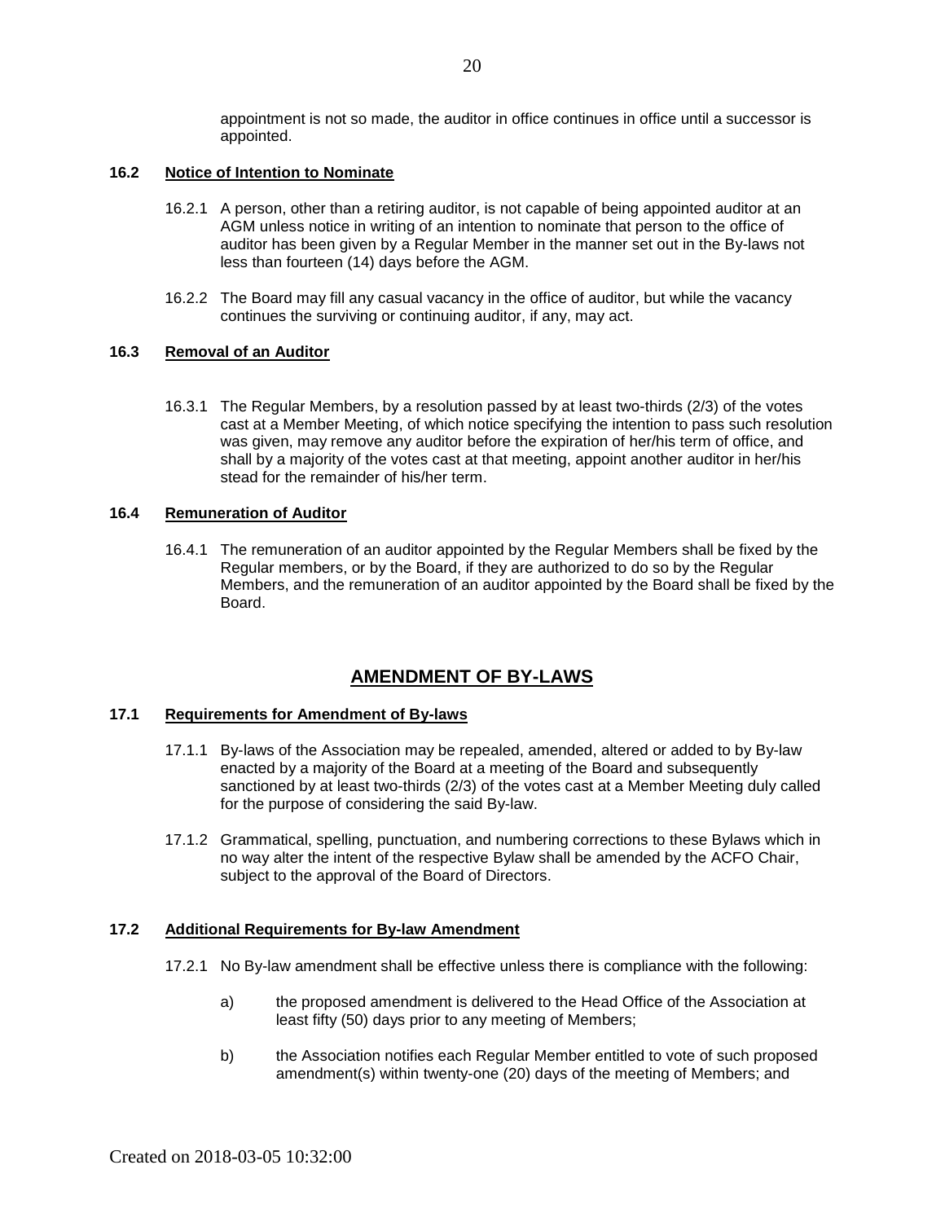appointment is not so made, the auditor in office continues in office until a successor is appointed.

**16.2 Notice of Intention to Nominate**

16.2.1 A person, other than a retiring auditor, is not capable of being appointed auditor at an AGM unless notice in writing of an intention to nominate that person to the office of auditor has been given by a Regular Member in the manner set out in the By-laws not less than fourteen (14) days before the AGM.

16.2.2 The Board may fill any casual vacancy in the office of auditor, but while the vacancy continues the surviving or continuing auditor, if any, may act.

**16.3 Removal of an Auditor**

16.3.1 The Regular Members, by a resolution passed by at least two-thirds (2/3) of the votes cast at a Member Meeting, of which notice specifying the intention to pass such resolution was given, may remove any auditor before the expiration of her/his term of office, and shall by a majority of the votes cast at that meeting, appoint another auditor in her/his stead for the remainder of his/her term.

**16.4 Remuneration of Auditor**

16.4.1 The remuneration of an auditor appointed by the Regular Members shall be fixed by the Regular members, or by the Board, if they are authorized to do so by the Regular Members, and the remuneration of an auditor appointed by the Board shall be fixed by the Board.

## AMENDMENT OF BY-LAWS

**17.1 Requirements for Amendment of By-laws**

17.1.1 By-laws of the Association may be repealed, amended, altered or added to by By-law enacted by a majority of the Board at a meeting of the Board and subsequently sanctioned by at least two-thirds (2/3) of the votes cast at a Member Meeting duly called for the purpose of considering the said By-law.

17.1.2 Grammatical, spelling, punctuation, and numbering corrections to these Bylaws which in no way alter the intent of the respective Bylaw shall be amended by the ACFO Chair, subject to the approval of the Board of Directors.

**17.2 Additional Requirements for By-law Amendment**

17.2.1 No By-law amendment shall be effective unless there is compliance with the following:

a) the proposed amendment is delivered to the Head Office of the Association at least fifty (50) days prior to any meeting of Members;

b) the Association notifies each Regular Member entitled to vote of such proposed amendment(s) within twenty-one (20) days of the meeting of Members; and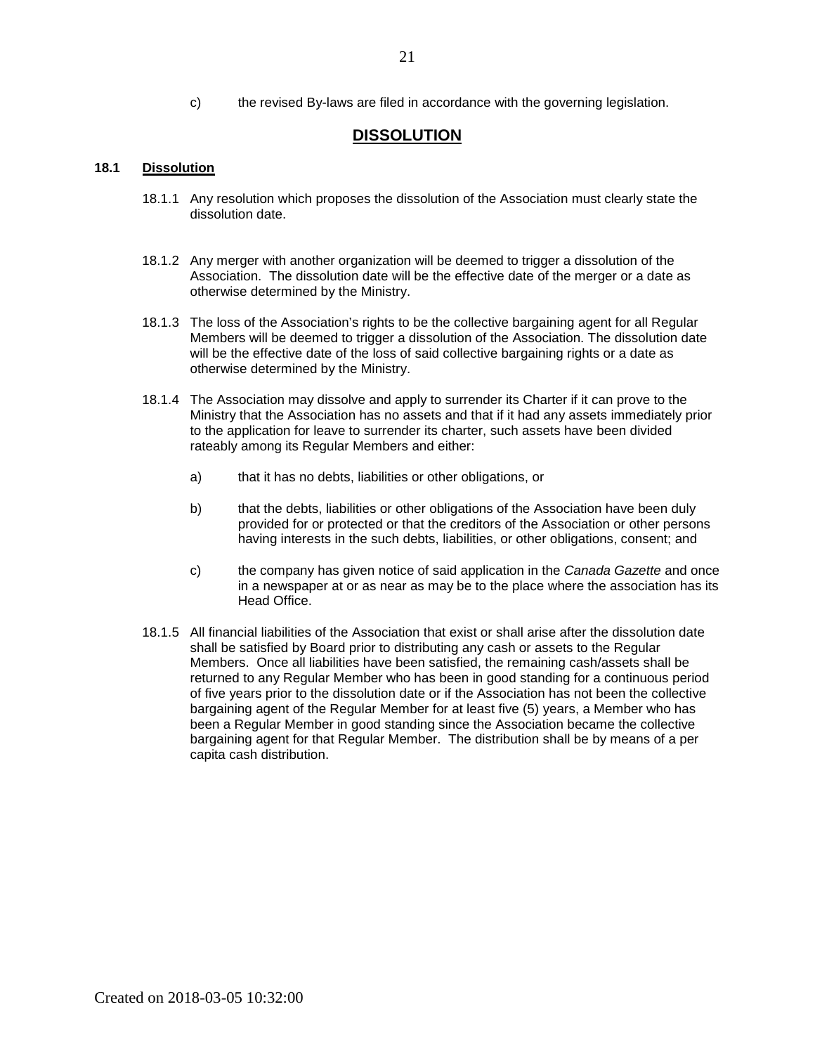c) the revised By-laws are filed in accordance with the governing legislation.

## DISSOLUTION

### 18.1 Dissolution

18.1.1 Any resolution which proposes the dissolution of the Association must clearly state the dissolution date.

18.1.2 Any merger with another organization will be deemed to trigger a dissolution of the Association. The dissolution date will be the effective date of the merger or a date as otherwise determined by the Ministry.

18.1.3 The loss of the Association's rights to be the collective bargaining agent for all Regular Members will be deemed to trigger a dissolution of the Association. The dissolution date will be the effective date of the loss of said collective bargaining rights or a date as otherwise determined by the Ministry.

18.1.4 The Association may dissolve and apply to surrender its Charter if it can prove to the Ministry that the Association has no assets and that if it had any assets immediately prior to the application for leave to surrender its charter, such assets have been divided rateably among its Regular Members and either:

- a) that it has no debts, liabilities or other obligations, or
- b) that the debts, liabilities or other obligations of the Association have been duly provided for or protected or that the creditors of the Association or other persons having interests in the such debts, liabilities, or other obligations, consent; and
- c) the company has given notice of said application in the *Canada Gazette* and once in a newspaper at or as near as may be to the place where the association has its Head Office.

18.1.5 All financial liabilities of the Association that exist or shall arise after the dissolution date shall be satisfied by Board prior to distributing any cash or assets to the Regular Members. Once all liabilities have been satisfied, the remaining cash/assets shall be returned to any Regular Member who has been in good standing for a continuous period of five years prior to the dissolution date or if the Association has not been the collective bargaining agent of the Regular Member for at least five (5) years, a Member who has been a Regular Member in good standing since the Association became the collective bargaining agent for that Regular Member. The distribution shall be by means of a per capita cash distribution.